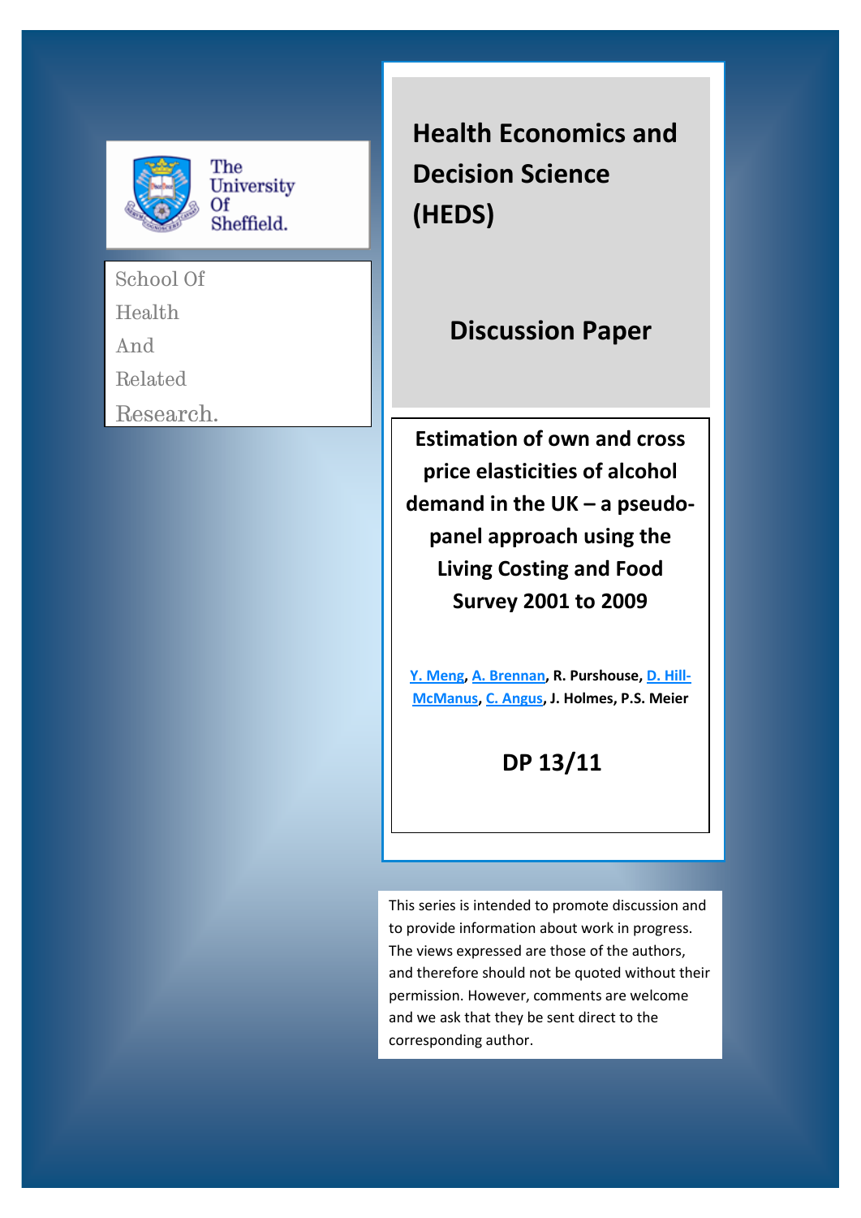The University Of Sheffield.

School Of Health And Related Research.

# Health Economics and Decision Science (HEDS)

## Discussion Paper

# Estimation of own and cross price elasticities of alcohol demand in the UK – a pseudo-panel approach using the Living Costing and Food Survey 2001 to 2009

**Y. Meng, A. Brennan, R. Purshouse, D. Hill-McManus, C. Angus, J. Holmes, P.S. Meier**

**DP 13/11**

This series is intended to promote discussion and to provide information about work in progress. The views expressed are those of the authors, and therefore should not be quoted without their permission. However, comments are welcome and we ask that they be sent direct to the corresponding author.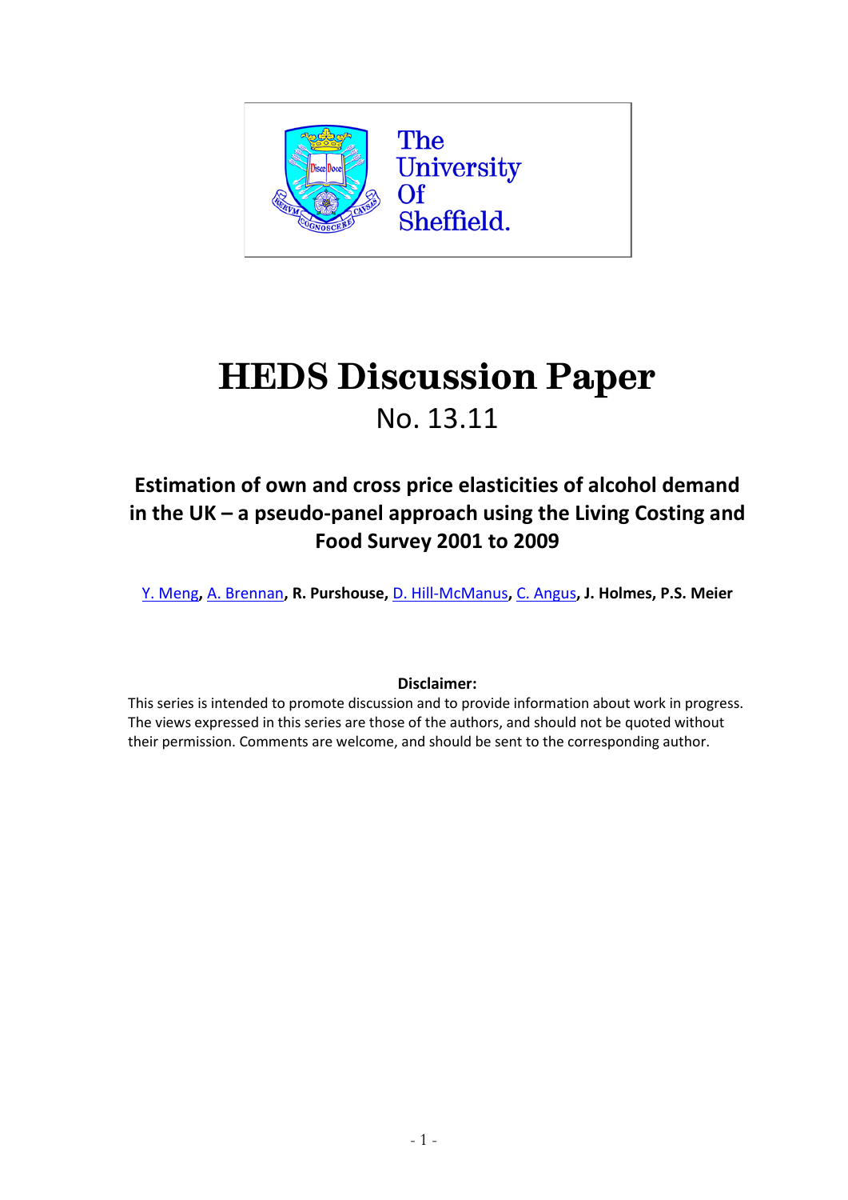The University Of Sheffield.

# HEDS Discussion Paper

No. 13.11

## Estimation of own and cross price elasticities of alcohol demand in the UK – a pseudo-panel approach using the Living Costing and Food Survey 2001 to 2009

Y. Meng, A. Brennan, **R. Purshouse**, D. Hill-McManus, C. Angus, **J. Holmes, P.S. Meier**

**Disclaimer:**

This series is intended to promote discussion and to provide information about work in progress. The views expressed in this series are those of the authors, and should not be quoted without their permission. Comments are welcome, and should be sent to the corresponding author.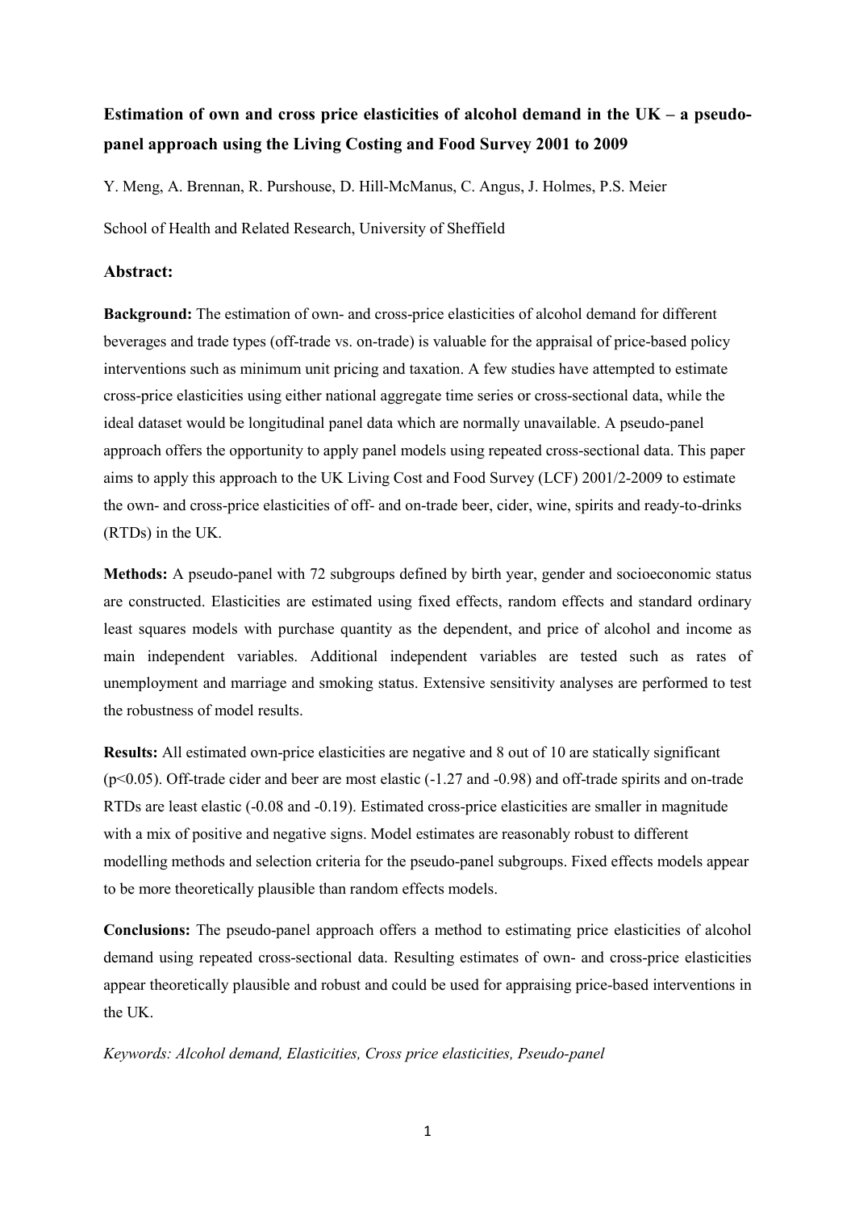# Estimation of own and cross price elasticities of alcohol demand in the UK – a pseudo-panel approach using the Living Costing and Food Survey 2001 to 2009

Y. Meng, A. Brennan, R. Purshouse, D. Hill-McManus, C. Angus, J. Holmes, P.S. Meier

School of Health and Related Research, University of Sheffield

## Abstract:

**Background:** The estimation of own- and cross-price elasticities of alcohol demand for different beverages and trade types (off-trade vs. on-trade) is valuable for the appraisal of price-based policy interventions such as minimum unit pricing and taxation. A few studies have attempted to estimate cross-price elasticities using either national aggregate time series or cross-sectional data, while the ideal dataset would be longitudinal panel data which are normally unavailable. A pseudo-panel approach offers the opportunity to apply panel models using repeated cross-sectional data. This paper aims to apply this approach to the UK Living Cost and Food Survey (LCF) 2001/2-2009 to estimate the own- and cross-price elasticities of off- and on-trade beer, cider, wine, spirits and ready-to-drinks (RTDs) in the UK.

**Methods:** A pseudo-panel with 72 subgroups defined by birth year, gender and socioeconomic status are constructed. Elasticities are estimated using fixed effects, random effects and standard ordinary least squares models with purchase quantity as the dependent, and price of alcohol and income as main independent variables. Additional independent variables are tested such as rates of unemployment and marriage and smoking status. Extensive sensitivity analyses are performed to test the robustness of model results.

**Results:** All estimated own-price elasticities are negative and 8 out of 10 are statically significant ($p<0.05$). Off-trade cider and beer are most elastic (-1.27 and -0.98) and off-trade spirits and on-trade RTDs are least elastic (-0.08 and -0.19). Estimated cross-price elasticities are smaller in magnitude with a mix of positive and negative signs. Model estimates are reasonably robust to different modelling methods and selection criteria for the pseudo-panel subgroups. Fixed effects models appear to be more theoretically plausible than random effects models.

**Conclusions:** The pseudo-panel approach offers a method to estimating price elasticities of alcohol demand using repeated cross-sectional data. Resulting estimates of own- and cross-price elasticities appear theoretically plausible and robust and could be used for appraising price-based interventions in the UK.

*Keywords: Alcohol demand, Elasticities, Cross price elasticities, Pseudo-panel*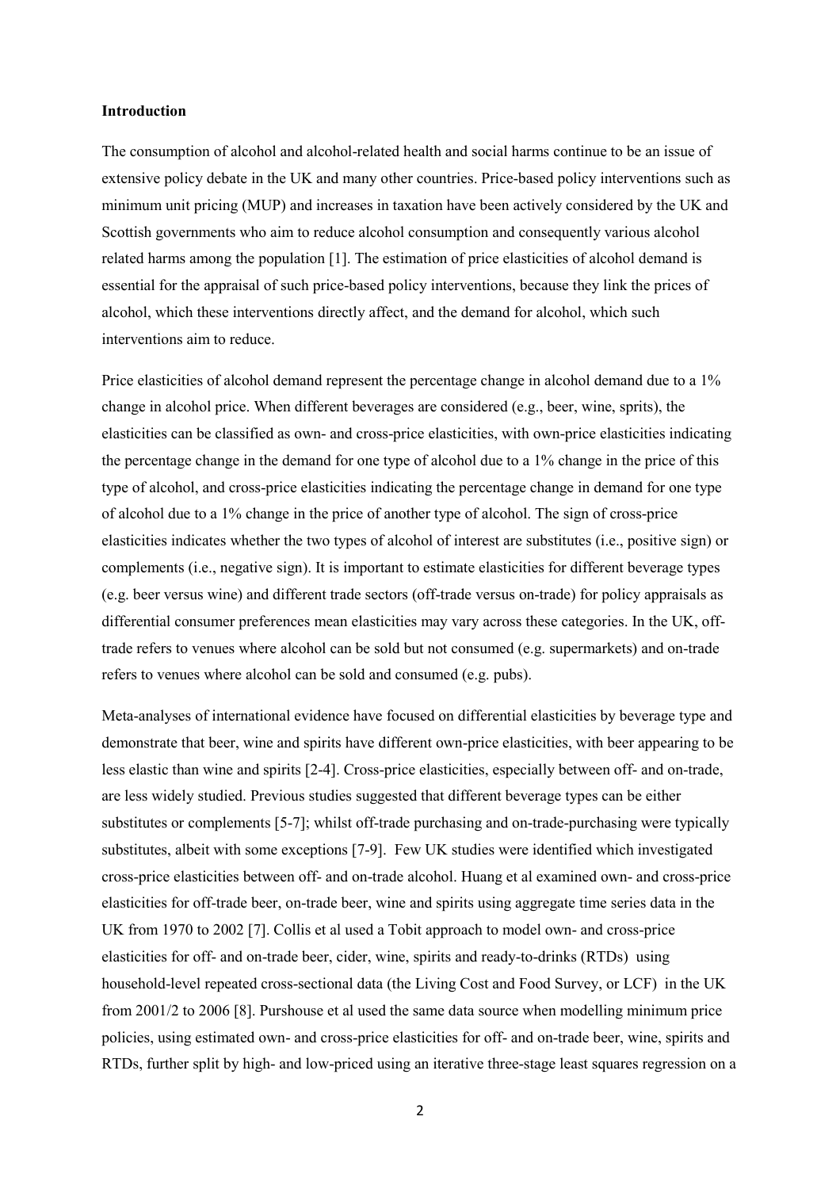**Introduction**

The consumption of alcohol and alcohol-related health and social harms continue to be an issue of extensive policy debate in the UK and many other countries. Price-based policy interventions such as minimum unit pricing (MUP) and increases in taxation have been actively considered by the UK and Scottish governments who aim to reduce alcohol consumption and consequently various alcohol related harms among the population [1]. The estimation of price elasticities of alcohol demand is essential for the appraisal of such price-based policy interventions, because they link the prices of alcohol, which these interventions directly affect, and the demand for alcohol, which such interventions aim to reduce.

Price elasticities of alcohol demand represent the percentage change in alcohol demand due to a 1% change in alcohol price. When different beverages are considered (e.g., beer, wine, sprits), the elasticities can be classified as own- and cross-price elasticities, with own-price elasticities indicating the percentage change in the demand for one type of alcohol due to a 1% change in the price of this type of alcohol, and cross-price elasticities indicating the percentage change in demand for one type of alcohol due to a 1% change in the price of another type of alcohol. The sign of cross-price elasticities indicates whether the two types of alcohol of interest are substitutes (i.e., positive sign) or complements (i.e., negative sign). It is important to estimate elasticities for different beverage types (e.g. beer versus wine) and different trade sectors (off-trade versus on-trade) for policy appraisals as differential consumer preferences mean elasticities may vary across these categories. In the UK, off-trade refers to venues where alcohol can be sold but not consumed (e.g. supermarkets) and on-trade refers to venues where alcohol can be sold and consumed (e.g. pubs).

Meta-analyses of international evidence have focused on differential elasticities by beverage type and demonstrate that beer, wine and spirits have different own-price elasticities, with beer appearing to be less elastic than wine and spirits [2-4]. Cross-price elasticities, especially between off- and on-trade, are less widely studied. Previous studies suggested that different beverage types can be either substitutes or complements [5-7]; whilst off-trade purchasing and on-trade-purchasing were typically substitutes, albeit with some exceptions [7-9]. Few UK studies were identified which investigated cross-price elasticities between off- and on-trade alcohol. Huang et al examined own- and cross-price elasticities for off-trade beer, on-trade beer, wine and spirits using aggregate time series data in the UK from 1970 to 2002 [7]. Collis et al used a Tobit approach to model own- and cross-price elasticities for off- and on-trade beer, cider, wine, spirits and ready-to-drinks (RTDs) using household-level repeated cross-sectional data (the Living Cost and Food Survey, or LCF) in the UK from 2001/2 to 2006 [8]. Purshouse et al used the same data source when modelling minimum price policies, using estimated own- and cross-price elasticities for off- and on-trade beer, wine, spirits and RTDs, further split by high- and low-priced using an iterative three-stage least squares regression on a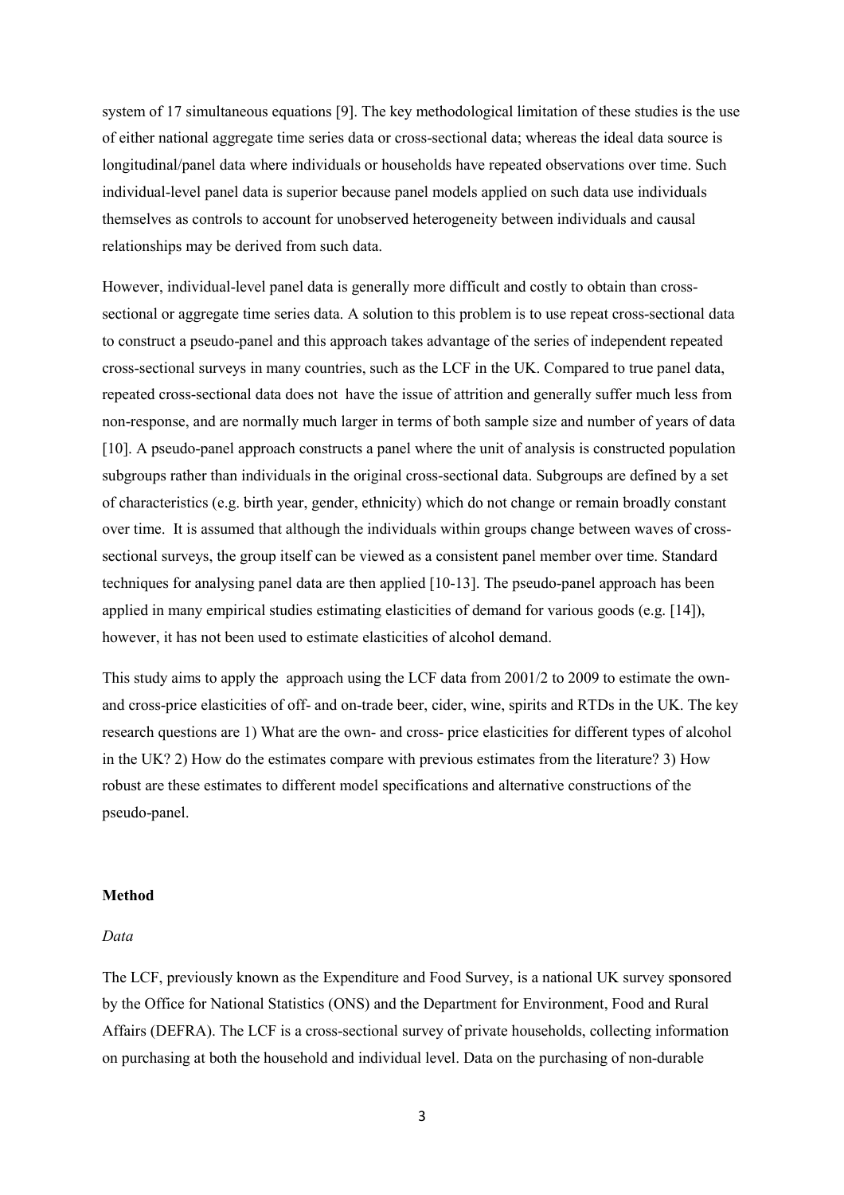system of 17 simultaneous equations [9]. The key methodological limitation of these studies is the use of either national aggregate time series data or cross-sectional data; whereas the ideal data source is longitudinal/panel data where individuals or households have repeated observations over time. Such individual-level panel data is superior because panel models applied on such data use individuals themselves as controls to account for unobserved heterogeneity between individuals and causal relationships may be derived from such data.

However, individual-level panel data is generally more difficult and costly to obtain than cross-sectional or aggregate time series data. A solution to this problem is to use repeat cross-sectional data to construct a pseudo-panel and this approach takes advantage of the series of independent repeated cross-sectional surveys in many countries, such as the LCF in the UK. Compared to true panel data, repeated cross-sectional data does not have the issue of attrition and generally suffer much less from non-response, and are normally much larger in terms of both sample size and number of years of data [10]. A pseudo-panel approach constructs a panel where the unit of analysis is constructed population subgroups rather than individuals in the original cross-sectional data. Subgroups are defined by a set of characteristics (e.g. birth year, gender, ethnicity) which do not change or remain broadly constant over time. It is assumed that although the individuals within groups change between waves of cross-sectional surveys, the group itself can be viewed as a consistent panel member over time. Standard techniques for analysing panel data are then applied [10-13]. The pseudo-panel approach has been applied in many empirical studies estimating elasticities of demand for various goods (e.g. [14]), however, it has not been used to estimate elasticities of alcohol demand.

This study aims to apply the approach using the LCF data from 2001/2 to 2009 to estimate the own- and cross-price elasticities of off- and on-trade beer, cider, wine, spirits and RTDs in the UK. The key research questions are 1) What are the own- and cross- price elasticities for different types of alcohol in the UK? 2) How do the estimates compare with previous estimates from the literature? 3) How robust are these estimates to different model specifications and alternative constructions of the pseudo-panel.

## Method

### *Data*

The LCF, previously known as the Expenditure and Food Survey, is a national UK survey sponsored by the Office for National Statistics (ONS) and the Department for Environment, Food and Rural Affairs (DEFRA). The LCF is a cross-sectional survey of private households, collecting information on purchasing at both the household and individual level. Data on the purchasing of non-durable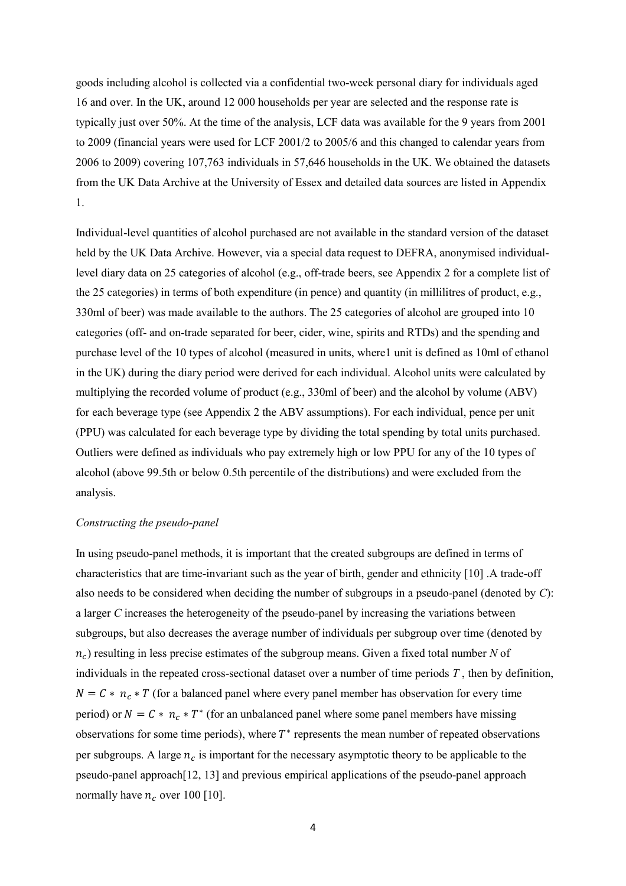goods including alcohol is collected via a confidential two-week personal diary for individuals aged 16 and over. In the UK, around 12 000 households per year are selected and the response rate is typically just over 50%. At the time of the analysis, LCF data was available for the 9 years from 2001 to 2009 (financial years were used for LCF 2001/2 to 2005/6 and this changed to calendar years from 2006 to 2009) covering 107,763 individuals in 57,646 households in the UK. We obtained the datasets from the UK Data Archive at the University of Essex and detailed data sources are listed in Appendix 1.

Individual-level quantities of alcohol purchased are not available in the standard version of the dataset held by the UK Data Archive. However, via a special data request to DEFRA, anonymised individual-level diary data on 25 categories of alcohol (e.g., off-trade beers, see Appendix 2 for a complete list of the 25 categories) in terms of both expenditure (in pence) and quantity (in millilitres of product, e.g., 330ml of beer) was made available to the authors. The 25 categories of alcohol are grouped into 10 categories (off- and on-trade separated for beer, cider, wine, spirits and RTDs) and the spending and purchase level of the 10 types of alcohol (measured in units, where1 unit is defined as 10ml of ethanol in the UK) during the diary period were derived for each individual. Alcohol units were calculated by multiplying the recorded volume of product (e.g., 330ml of beer) and the alcohol by volume (ABV) for each beverage type (see Appendix 2 the ABV assumptions). For each individual, pence per unit (PPU) was calculated for each beverage type by dividing the total spending by total units purchased. Outliers were defined as individuals who pay extremely high or low PPU for any of the 10 types of alcohol (above 99.5th or below 0.5th percentile of the distributions) and were excluded from the analysis.

*Constructing the pseudo-panel*

In using pseudo-panel methods, it is important that the created subgroups are defined in terms of characteristics that are time-invariant such as the year of birth, gender and ethnicity [10] .A trade-off also needs to be considered when deciding the number of subgroups in a pseudo-panel (denoted by *C*): a larger *C* increases the heterogeneity of the pseudo-panel by increasing the variations between subgroups, but also decreases the average number of individuals per subgroup over time (denoted by $n_c$) resulting in less precise estimates of the subgroup means. Given a fixed total number *N* of individuals in the repeated cross-sectional dataset over a number of time periods $T$ , then by definition, $N = C * n_c * T$ (for a balanced panel where every panel member has observation for every time period) or $N = C * n_c * T^*$ (for an unbalanced panel where some panel members have missing observations for some time periods), where $T^*$ represents the mean number of repeated observations per subgroups. A large $n_c$ is important for the necessary asymptotic theory to be applicable to the pseudo-panel approach[12, 13] and previous empirical applications of the pseudo-panel approach normally have $n_c$ over 100 [10].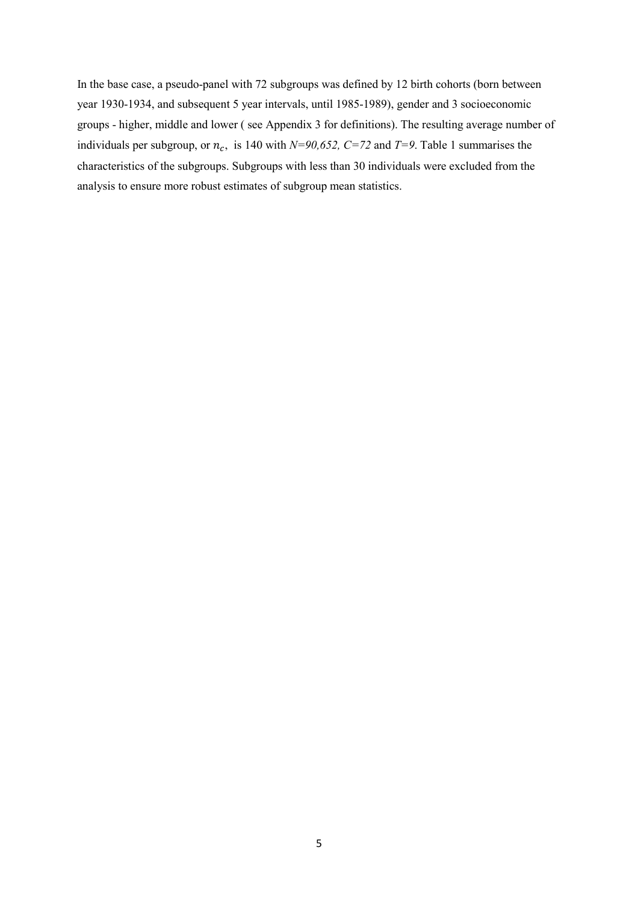In the base case, a pseudo-panel with 72 subgroups was defined by 12 birth cohorts (born between year 1930-1934, and subsequent 5 year intervals, until 1985-1989), gender and 3 socioeconomic groups - higher, middle and lower ( see Appendix 3 for definitions). The resulting average number of individuals per subgroup, or $n_c$, is 140 with *N=90,652, C=72* and *T=9*. Table 1 summarises the characteristics of the subgroups. Subgroups with less than 30 individuals were excluded from the analysis to ensure more robust estimates of subgroup mean statistics.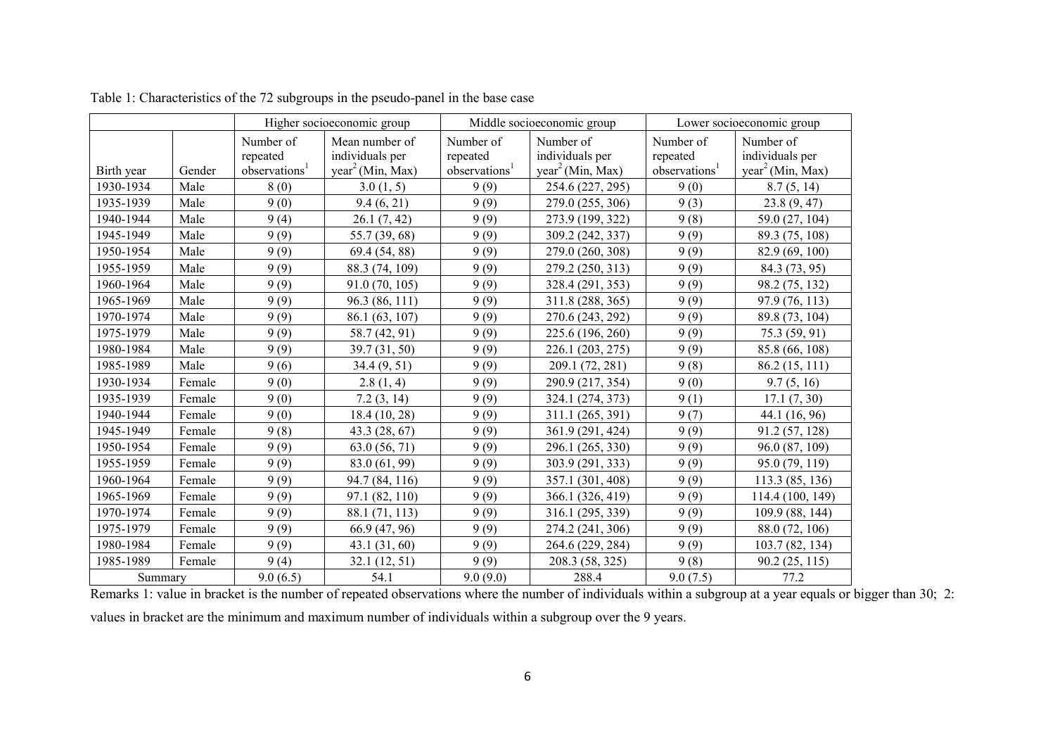Table 1: Characteristics of the 72 subgroups in the pseudo-panel in the base case

| | | Higher socioeconomic group | | Middle socioeconomic group | | Lower socioeconomic group | |
|---|---|---|---|---|---|---|---|
| Birth year | Gender | Number of repeated observations[1] | Mean number of individuals per year[2] (Min, Max) | Number of repeated observations[1] | Number of individuals per year[2] (Min, Max) | Number of repeated observations[1] | Number of individuals per year[2] (Min, Max) |
| 1930-1934 | Male | 8 (0) | 3.0 (1, 5) | 9 (9) | 254.6 (227, 295) | 9 (0) | 8.7 (5, 14) |
| 1935-1939 | Male | 9 (0) | 9.4 (6, 21) | 9 (9) | 279.0 (255, 306) | 9 (3) | 23.8 (9, 47) |
| 1940-1944 | Male | 9 (4) | 26.1 (7, 42) | 9 (9) | 273.9 (199, 322) | 9 (8) | 59.0 (27, 104) |
| 1945-1949 | Male | 9 (9) | 55.7 (39, 68) | 9 (9) | 309.2 (242, 337) | 9 (9) | 89.3 (75, 108) |
| 1950-1954 | Male | 9 (9) | 69.4 (54, 88) | 9 (9) | 279.0 (260, 308) | 9 (9) | 82.9 (69, 100) |
| 1955-1959 | Male | 9 (9) | 88.3 (74, 109) | 9 (9) | 279.2 (250, 313) | 9 (9) | 84.3 (73, 95) |
| 1960-1964 | Male | 9 (9) | 91.0 (70, 105) | 9 (9) | 328.4 (291, 353) | 9 (9) | 98.2 (75, 132) |
| 1965-1969 | Male | 9 (9) | 96.3 (86, 111) | 9 (9) | 311.8 (288, 365) | 9 (9) | 97.9 (76, 113) |
| 1970-1974 | Male | 9 (9) | 86.1 (63, 107) | 9 (9) | 270.6 (243, 292) | 9 (9) | 89.8 (73, 104) |
| 1975-1979 | Male | 9 (9) | 58.7 (42, 91) | 9 (9) | 225.6 (196, 260) | 9 (9) | 75.3 (59, 91) |
| 1980-1984 | Male | 9 (9) | 39.7 (31, 50) | 9 (9) | 226.1 (203, 275) | 9 (9) | 85.8 (66, 108) |
| 1985-1989 | Male | 9 (6) | 34.4 (9, 51) | 9 (9) | 209.1 (72, 281) | 9 (8) | 86.2 (15, 111) |
| 1930-1934 | Female | 9 (0) | 2.8 (1, 4) | 9 (9) | 290.9 (217, 354) | 9 (0) | 9.7 (5, 16) |
| 1935-1939 | Female | 9 (0) | 7.2 (3, 14) | 9 (9) | 324.1 (274, 373) | 9 (1) | 17.1 (7, 30) |
| 1940-1944 | Female | 9 (0) | 18.4 (10, 28) | 9 (9) | 311.1 (265, 391) | 9 (7) | 44.1 (16, 96) |
| 1945-1949 | Female | 9 (8) | 43.3 (28, 67) | 9 (9) | 361.9 (291, 424) | 9 (9) | 91.2 (57, 128) |
| 1950-1954 | Female | 9 (9) | 63.0 (56, 71) | 9 (9) | 296.1 (265, 330) | 9 (9) | 96.0 (87, 109) |
| 1955-1959 | Female | 9 (9) | 83.0 (61, 99) | 9 (9) | 303.9 (291, 333) | 9 (9) | 95.0 (79, 119) |
| 1960-1964 | Female | 9 (9) | 94.7 (84, 116) | 9 (9) | 357.1 (301, 408) | 9 (9) | 113.3 (85, 136) |
| 1965-1969 | Female | 9 (9) | 97.1 (82, 110) | 9 (9) | 366.1 (326, 419) | 9 (9) | 114.4 (100, 149) |
| 1970-1974 | Female | 9 (9) | 88.1 (71, 113) | 9 (9) | 316.1 (295, 339) | 9 (9) | 109.9 (88, 144) |
| 1975-1979 | Female | 9 (9) | 66.9 (47, 96) | 9 (9) | 274.2 (241, 306) | 9 (9) | 88.0 (72, 106) |
| 1980-1984 | Female | 9 (9) | 43.1 (31, 60) | 9 (9) | 264.6 (229, 284) | 9 (9) | 103.7 (82, 134) |
| 1985-1989 | Female | 9 (4) | 32.1 (12, 51) | 9 (9) | 208.3 (58, 325) | 9 (8) | 90.2 (25, 115) |
| Summary | | 9.0 (6.5) | 54.1 | 9.0 (9.0) | 288.4 | 9.0 (7.5) | 77.2 |

Remarks 1: value in bracket is the number of repeated observations where the number of individuals within a subgroup at a year equals or bigger than 30; 2: values in bracket are the minimum and maximum number of individuals within a subgroup over the 9 years.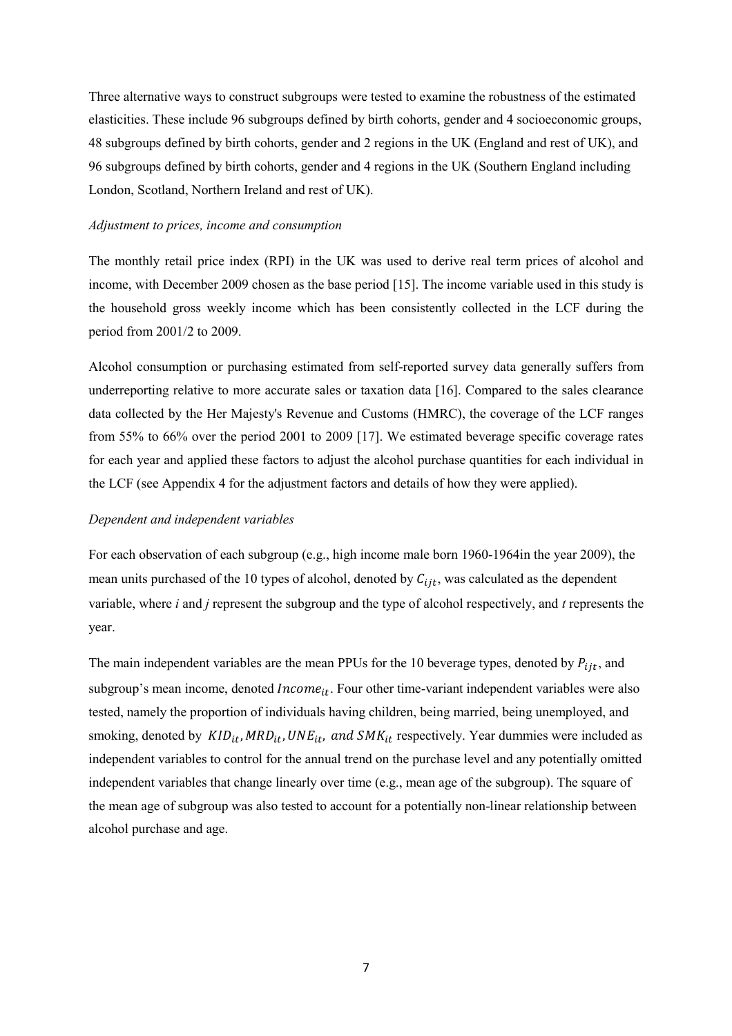Three alternative ways to construct subgroups were tested to examine the robustness of the estimated elasticities. These include 96 subgroups defined by birth cohorts, gender and 4 socioeconomic groups, 48 subgroups defined by birth cohorts, gender and 2 regions in the UK (England and rest of UK), and 96 subgroups defined by birth cohorts, gender and 4 regions in the UK (Southern England including London, Scotland, Northern Ireland and rest of UK).

*Adjustment to prices, income and consumption*

The monthly retail price index (RPI) in the UK was used to derive real term prices of alcohol and income, with December 2009 chosen as the base period [15]. The income variable used in this study is the household gross weekly income which has been consistently collected in the LCF during the period from 2001/2 to 2009.

Alcohol consumption or purchasing estimated from self-reported survey data generally suffers from underreporting relative to more accurate sales or taxation data [16]. Compared to the sales clearance data collected by the Her Majesty's Revenue and Customs (HMRC), the coverage of the LCF ranges from 55% to 66% over the period 2001 to 2009 [17]. We estimated beverage specific coverage rates for each year and applied these factors to adjust the alcohol purchase quantities for each individual in the LCF (see Appendix 4 for the adjustment factors and details of how they were applied).

*Dependent and independent variables*

For each observation of each subgroup (e.g., high income male born 1960-1964in the year 2009), the mean units purchased of the 10 types of alcohol, denoted by $C_{ijt}$, was calculated as the dependent variable, where *i* and *j* represent the subgroup and the type of alcohol respectively, and *t* represents the year.

The main independent variables are the mean PPUs for the 10 beverage types, denoted by $P_{ijt}$, and subgroup's mean income, denoted $Income_{it}$. Four other time-variant independent variables were also tested, namely the proportion of individuals having children, being married, being unemployed, and smoking, denoted by $KID_{it}, MRD_{it}, UNE_{it},$ and $SMK_{it}$ respectively. Year dummies were included as independent variables to control for the annual trend on the purchase level and any potentially omitted independent variables that change linearly over time (e.g., mean age of the subgroup). The square of the mean age of subgroup was also tested to account for a potentially non-linear relationship between alcohol purchase and age.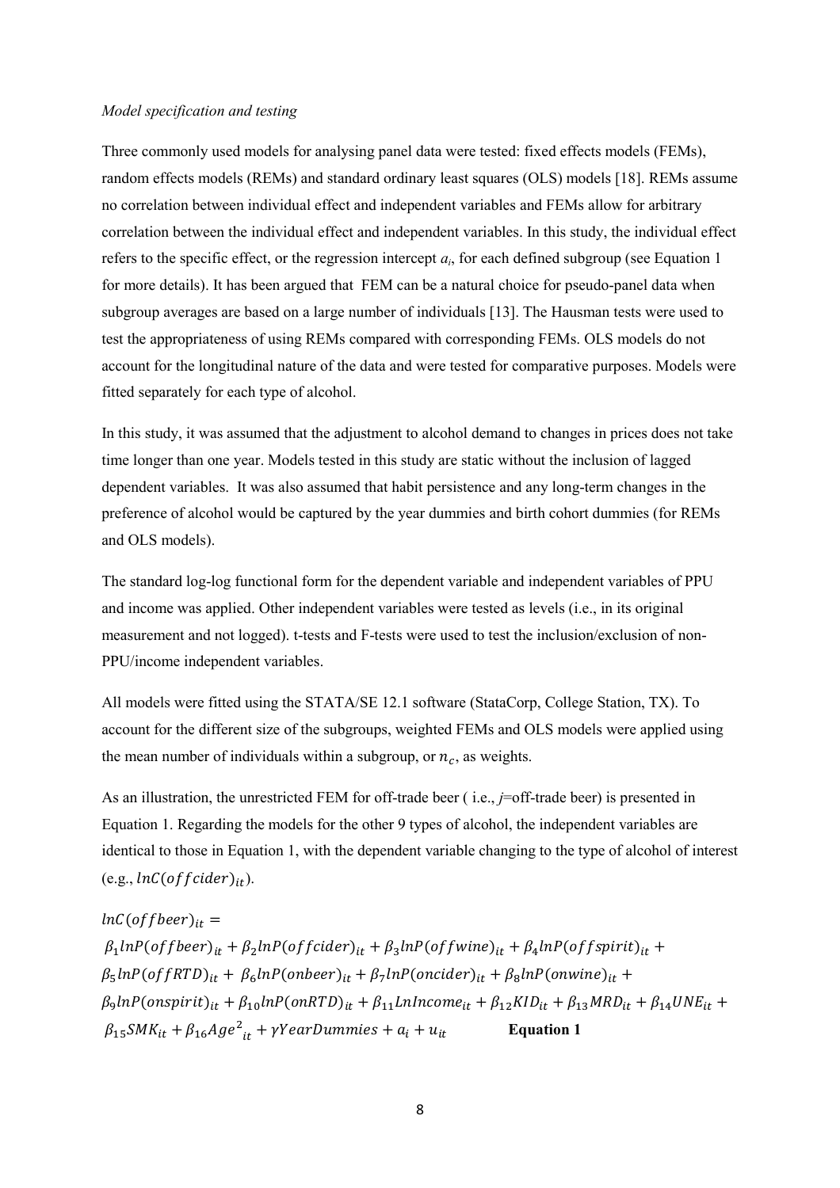*Model specification and testing*

Three commonly used models for analysing panel data were tested: fixed effects models (FEMs), random effects models (REMs) and standard ordinary least squares (OLS) models [18]. REMs assume no correlation between individual effect and independent variables and FEMs allow for arbitrary correlation between the individual effect and independent variables. In this study, the individual effect refers to the specific effect, or the regression intercept $a_i$, for each defined subgroup (see Equation 1 for more details). It has been argued that FEM can be a natural choice for pseudo-panel data when subgroup averages are based on a large number of individuals [13]. The Hausman tests were used to test the appropriateness of using REMs compared with corresponding FEMs. OLS models do not account for the longitudinal nature of the data and were tested for comparative purposes. Models were fitted separately for each type of alcohol.

In this study, it was assumed that the adjustment to alcohol demand to changes in prices does not take time longer than one year. Models tested in this study are static without the inclusion of lagged dependent variables. It was also assumed that habit persistence and any long-term changes in the preference of alcohol would be captured by the year dummies and birth cohort dummies (for REMs and OLS models).

The standard log-log functional form for the dependent variable and independent variables of PPU and income was applied. Other independent variables were tested as levels (i.e., in its original measurement and not logged). t-tests and F-tests were used to test the inclusion/exclusion of non-PPU/income independent variables.

All models were fitted using the STATA/SE 12.1 software (StataCorp, College Station, TX). To account for the different size of the subgroups, weighted FEMs and OLS models were applied using the mean number of individuals within a subgroup, or $n_c$, as weights.

As an illustration, the unrestricted FEM for off-trade beer ( i.e., *j*=off-trade beer) is presented in Equation 1. Regarding the models for the other 9 types of alcohol, the independent variables are identical to those in Equation 1, with the dependent variable changing to the type of alcohol of interest (e.g., $lnC(offcider)_{it}$).

$$
\begin{aligned}
lnC(offbeer)_{it} = {} & \beta_1 lnP(offbeer)_{it} + \beta_2 lnP(offcider)_{it} + \beta_3 lnP(offwine)_{it} + \beta_4 lnP(offspirit)_{it} + \\
& \beta_5 lnP(offRTD)_{it} + \beta_6 lnP(onbeer)_{it} + \beta_7 lnP(oncider)_{it} + \beta_8 lnP(onwine)_{it} + \\
& \beta_9 lnP(onspirit)_{it} + \beta_{10} lnP(onRTD)_{it} + \beta_{11} LnIncome_{it} + \beta_{12} KID_{it} + \beta_{13} MRD_{it} + \beta_{14} UNE_{it} + \\
& \beta_{15} SMK_{it} + \beta_{16} Age^2{}_{it} + \gamma YearDummies + a_i + u_{it} \qquad \textbf{Equation 1}
\end{aligned}
$$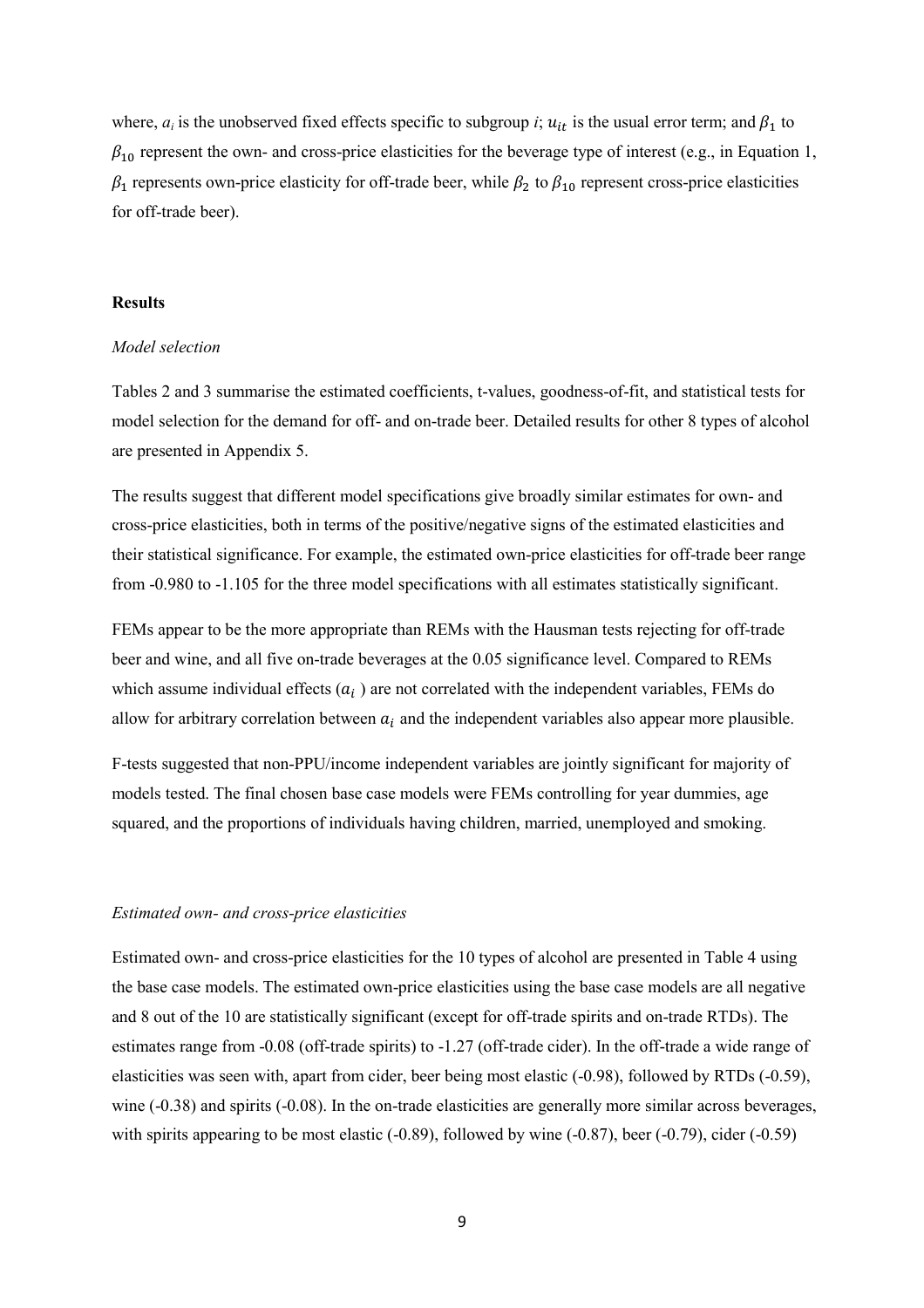where, $a_i$ is the unobserved fixed effects specific to subgroup $i$; $u_{it}$ is the usual error term; and $\beta_1$ to $\beta_{10}$ represent the own- and cross-price elasticities for the beverage type of interest (e.g., in Equation 1, $\beta_1$ represents own-price elasticity for off-trade beer, while $\beta_2$ to $\beta_{10}$ represent cross-price elasticities for off-trade beer).

## Results

### *Model selection*

Tables 2 and 3 summarise the estimated coefficients, t-values, goodness-of-fit, and statistical tests for model selection for the demand for off- and on-trade beer. Detailed results for other 8 types of alcohol are presented in Appendix 5.

The results suggest that different model specifications give broadly similar estimates for own- and cross-price elasticities, both in terms of the positive/negative signs of the estimated elasticities and their statistical significance. For example, the estimated own-price elasticities for off-trade beer range from -0.980 to -1.105 for the three model specifications with all estimates statistically significant.

FEMs appear to be the more appropriate than REMs with the Hausman tests rejecting for off-trade beer and wine, and all five on-trade beverages at the 0.05 significance level. Compared to REMs which assume individual effects ($a_i$ ) are not correlated with the independent variables, FEMs do allow for arbitrary correlation between $a_i$ and the independent variables also appear more plausible.

F-tests suggested that non-PPU/income independent variables are jointly significant for majority of models tested. The final chosen base case models were FEMs controlling for year dummies, age squared, and the proportions of individuals having children, married, unemployed and smoking.

### *Estimated own- and cross-price elasticities*

Estimated own- and cross-price elasticities for the 10 types of alcohol are presented in Table 4 using the base case models. The estimated own-price elasticities using the base case models are all negative and 8 out of the 10 are statistically significant (except for off-trade spirits and on-trade RTDs). The estimates range from -0.08 (off-trade spirits) to -1.27 (off-trade cider). In the off-trade a wide range of elasticities was seen with, apart from cider, beer being most elastic (-0.98), followed by RTDs (-0.59), wine (-0.38) and spirits (-0.08). In the on-trade elasticities are generally more similar across beverages, with spirits appearing to be most elastic (-0.89), followed by wine (-0.87), beer (-0.79), cider (-0.59)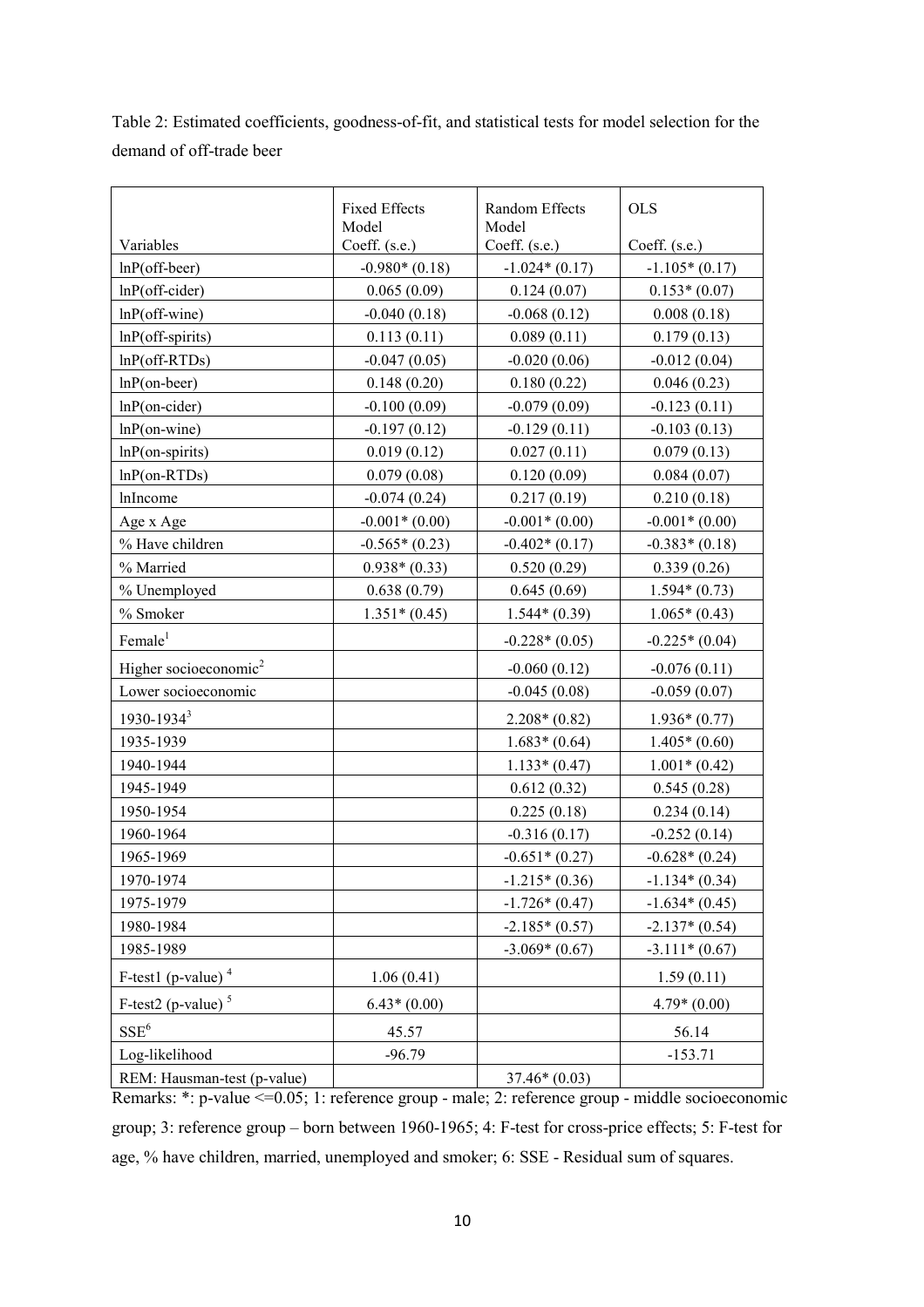Table 2: Estimated coefficients, goodness-of-fit, and statistical tests for model selection for the demand of off-trade beer

| Variables | Fixed Effects Model Coeff. (s.e.) | Random Effects Model Coeff. (s.e.) | OLS Coeff. (s.e.) |
|---|---|---|---|
| lnP(off-beer) | -0.980* (0.18) | -1.024* (0.17) | -1.105* (0.17) |
| lnP(off-cider) | 0.065 (0.09) | 0.124 (0.07) | 0.153* (0.07) |
| lnP(off-wine) | -0.040 (0.18) | -0.068 (0.12) | 0.008 (0.18) |
| lnP(off-spirits) | 0.113 (0.11) | 0.089 (0.11) | 0.179 (0.13) |
| lnP(off-RTDs) | -0.047 (0.05) | -0.020 (0.06) | -0.012 (0.04) |
| lnP(on-beer) | 0.148 (0.20) | 0.180 (0.22) | 0.046 (0.23) |
| lnP(on-cider) | -0.100 (0.09) | -0.079 (0.09) | -0.123 (0.11) |
| lnP(on-wine) | -0.197 (0.12) | -0.129 (0.11) | -0.103 (0.13) |
| lnP(on-spirits) | 0.019 (0.12) | 0.027 (0.11) | 0.079 (0.13) |
| lnP(on-RTDs) | 0.079 (0.08) | 0.120 (0.09) | 0.084 (0.07) |
| lnIncome | -0.074 (0.24) | 0.217 (0.19) | 0.210 (0.18) |
| Age x Age | -0.001* (0.00) | -0.001* (0.00) | -0.001* (0.00) |
| % Have children | -0.565* (0.23) | -0.402* (0.17) | -0.383* (0.18) |
| % Married | 0.938* (0.33) | 0.520 (0.29) | 0.339 (0.26) |
| % Unemployed | 0.638 (0.79) | 0.645 (0.69) | 1.594* (0.73) |
| % Smoker | 1.351* (0.45) | 1.544* (0.39) | 1.065* (0.43) |
| Female[1] | | -0.228* (0.05) | -0.225* (0.04) |
| Higher socioeconomic[2] | | -0.060 (0.12) | -0.076 (0.11) |
| Lower socioeconomic | | -0.045 (0.08) | -0.059 (0.07) |
| 1930-1934[3] | | 2.208* (0.82) | 1.936* (0.77) |
| 1935-1939 | | 1.683* (0.64) | 1.405* (0.60) |
| 1940-1944 | | 1.133* (0.47) | 1.001* (0.42) |
| 1945-1949 | | 0.612 (0.32) | 0.545 (0.28) |
| 1950-1954 | | 0.225 (0.18) | 0.234 (0.14) |
| 1960-1964 | | -0.316 (0.17) | -0.252 (0.14) |
| 1965-1969 | | -0.651* (0.27) | -0.628* (0.24) |
| 1970-1974 | | -1.215* (0.36) | -1.134* (0.34) |
| 1975-1979 | | -1.726* (0.47) | -1.634* (0.45) |
| 1980-1984 | | -2.185* (0.57) | -2.137* (0.54) |
| 1985-1989 | | -3.069* (0.67) | -3.111* (0.67) |
| F-test1 (p-value)[4] | 1.06 (0.41) | | 1.59 (0.11) |
| F-test2 (p-value)[5] | 6.43* (0.00) | | 4.79* (0.00) |
| SSE[6] | 45.57 | | 56.14 |
| Log-likelihood | -96.79 | | -153.71 |
| REM: Hausman-test (p-value) | | 37.46* (0.03) | |

Remarks: *: p-value <=0.05; 1: reference group - male; 2: reference group - middle socioeconomic group; 3: reference group – born between 1960-1965; 4: F-test for cross-price effects; 5: F-test for age, % have children, married, unemployed and smoker; 6: SSE - Residual sum of squares.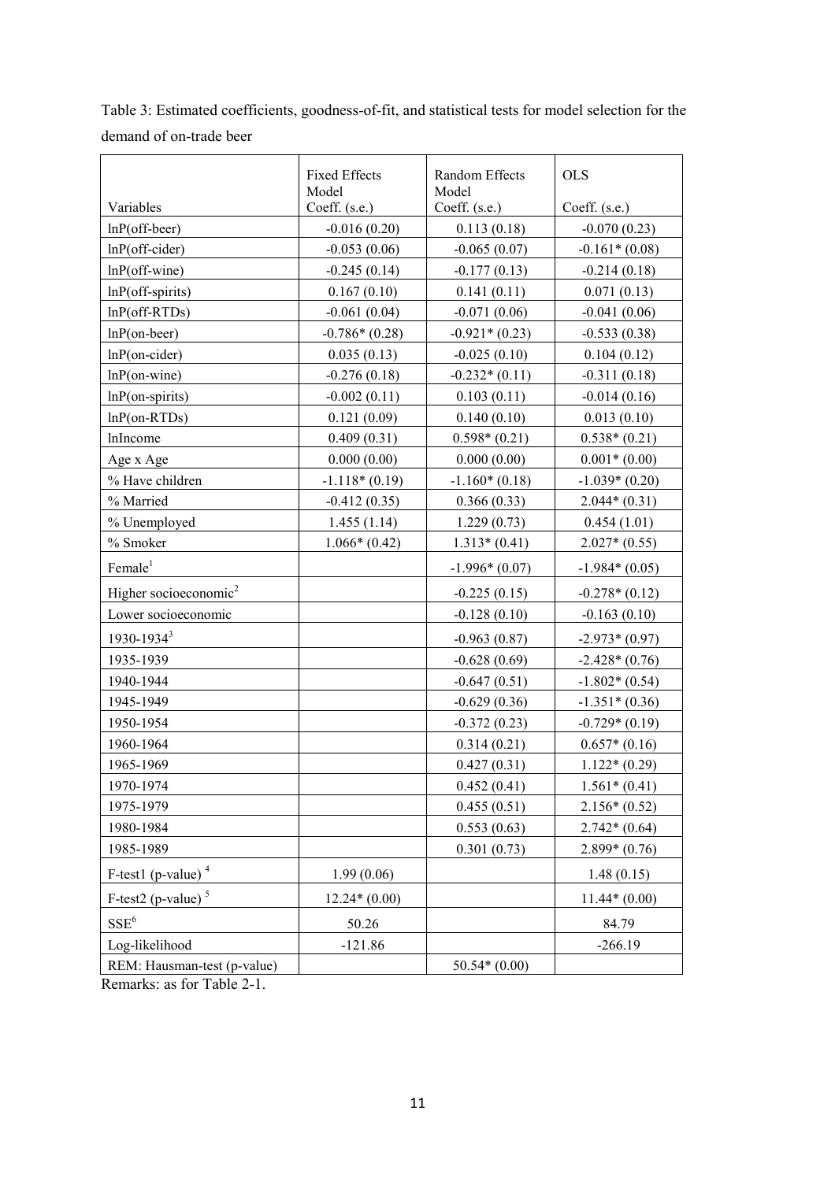Table 3: Estimated coefficients, goodness-of-fit, and statistical tests for model selection for the demand of on-trade beer

| Variables | Fixed Effects Model Coeff. (s.e.) | Random Effects Model Coeff. (s.e.) | OLS Coeff. (s.e.) |
|---|---|---|---|
| lnP(off-beer) | -0.016 (0.20) | 0.113 (0.18) | -0.070 (0.23) |
| lnP(off-cider) | -0.053 (0.06) | -0.065 (0.07) | -0.161* (0.08) |
| lnP(off-wine) | -0.245 (0.14) | -0.177 (0.13) | -0.214 (0.18) |
| lnP(off-spirits) | 0.167 (0.10) | 0.141 (0.11) | 0.071 (0.13) |
| lnP(off-RTDs) | -0.061 (0.04) | -0.071 (0.06) | -0.041 (0.06) |
| lnP(on-beer) | -0.786* (0.28) | -0.921* (0.23) | -0.533 (0.38) |
| lnP(on-cider) | 0.035 (0.13) | -0.025 (0.10) | 0.104 (0.12) |
| lnP(on-wine) | -0.276 (0.18) | -0.232* (0.11) | -0.311 (0.18) |
| lnP(on-spirits) | -0.002 (0.11) | 0.103 (0.11) | -0.014 (0.16) |
| lnP(on-RTDs) | 0.121 (0.09) | 0.140 (0.10) | 0.013 (0.10) |
| lnIncome | 0.409 (0.31) | 0.598* (0.21) | 0.538* (0.21) |
| Age x Age | 0.000 (0.00) | 0.000 (0.00) | 0.001* (0.00) |
| % Have children | -1.118* (0.19) | -1.160* (0.18) | -1.039* (0.20) |
| % Married | -0.412 (0.35) | 0.366 (0.33) | 2.044* (0.31) |
| % Unemployed | 1.455 (1.14) | 1.229 (0.73) | 0.454 (1.01) |
| % Smoker | 1.066* (0.42) | 1.313* (0.41) | 2.027* (0.55) |
| Female[1] | | -1.996* (0.07) | -1.984* (0.05) |
| Higher socioeconomic[2] | | -0.225 (0.15) | -0.278* (0.12) |
| Lower socioeconomic | | -0.128 (0.10) | -0.163 (0.10) |
| 1930-1934[3] | | -0.963 (0.87) | -2.973* (0.97) |
| 1935-1939 | | -0.628 (0.69) | -2.428* (0.76) |
| 1940-1944 | | -0.647 (0.51) | -1.802* (0.54) |
| 1945-1949 | | -0.629 (0.36) | -1.351* (0.36) |
| 1950-1954 | | -0.372 (0.23) | -0.729* (0.19) |
| 1960-1964 | | 0.314 (0.21) | 0.657* (0.16) |
| 1965-1969 | | 0.427 (0.31) | 1.122* (0.29) |
| 1970-1974 | | 0.452 (0.41) | 1.561* (0.41) |
| 1975-1979 | | 0.455 (0.51) | 2.156* (0.52) |
| 1980-1984 | | 0.553 (0.63) | 2.742* (0.64) |
| 1985-1989 | | 0.301 (0.73) | 2.899* (0.76) |
| F-test1 (p-value)[4] | 1.99 (0.06) | | 1.48 (0.15) |
| F-test2 (p-value)[5] | 12.24* (0.00) | | 11.44* (0.00) |
| SSE[6] | 50.26 | | 84.79 |
| Log-likelihood | -121.86 | | -266.19 |
| REM: Hausman-test (p-value) | | 50.54* (0.00) | |

Remarks: as for Table 2-1.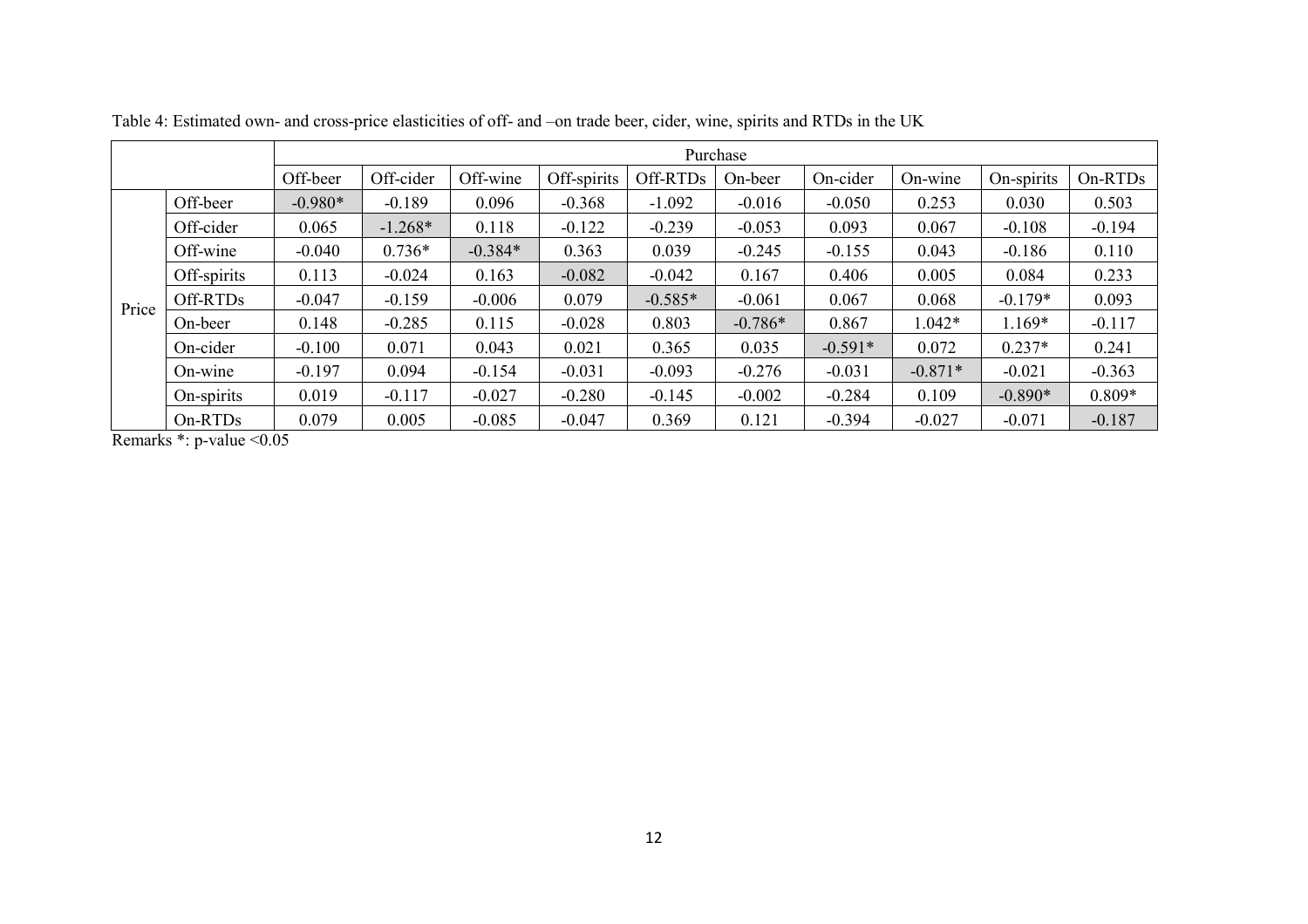Table 4: Estimated own- and cross-price elasticities of off- and –on trade beer, cider, wine, spirits and RTDs in the UK

| | | Purchase | | | | | | | | | |
|---|---|---|---|---|---|---|---|---|---|---|---|
| | | Off-beer | Off-cider | Off-wine | Off-spirits | Off-RTDs | On-beer | On-cider | On-wine | On-spirits | On-RTDs |
| Price | Off-beer | -0.980* | -0.189 | 0.096 | -0.368 | -1.092 | -0.016 | -0.050 | 0.253 | 0.030 | 0.503 |
| | Off-cider | 0.065 | -1.268* | 0.118 | -0.122 | -0.239 | -0.053 | 0.093 | 0.067 | -0.108 | -0.194 |
| | Off-wine | -0.040 | 0.736* | -0.384* | 0.363 | 0.039 | -0.245 | -0.155 | 0.043 | -0.186 | 0.110 |
| | Off-spirits | 0.113 | -0.024 | 0.163 | -0.082 | -0.042 | 0.167 | 0.406 | 0.005 | 0.084 | 0.233 |
| | Off-RTDs | -0.047 | -0.159 | -0.006 | 0.079 | -0.585* | -0.061 | 0.067 | 0.068 | -0.179* | 0.093 |
| | On-beer | 0.148 | -0.285 | 0.115 | -0.028 | 0.803 | -0.786* | 0.867 | 1.042* | 1.169* | -0.117 |
| | On-cider | -0.100 | 0.071 | 0.043 | 0.021 | 0.365 | 0.035 | -0.591* | 0.072 | 0.237* | 0.241 |
| | On-wine | -0.197 | 0.094 | -0.154 | -0.031 | -0.093 | -0.276 | -0.031 | -0.871* | -0.021 | -0.363 |
| | On-spirits | 0.019 | -0.117 | -0.027 | -0.280 | -0.145 | -0.002 | -0.284 | 0.109 | -0.890* | 0.809* |
| | On-RTDs | 0.079 | 0.005 | -0.085 | -0.047 | 0.369 | 0.121 | -0.394 | -0.027 | -0.071 | -0.187 |

Remarks *: p-value <0.05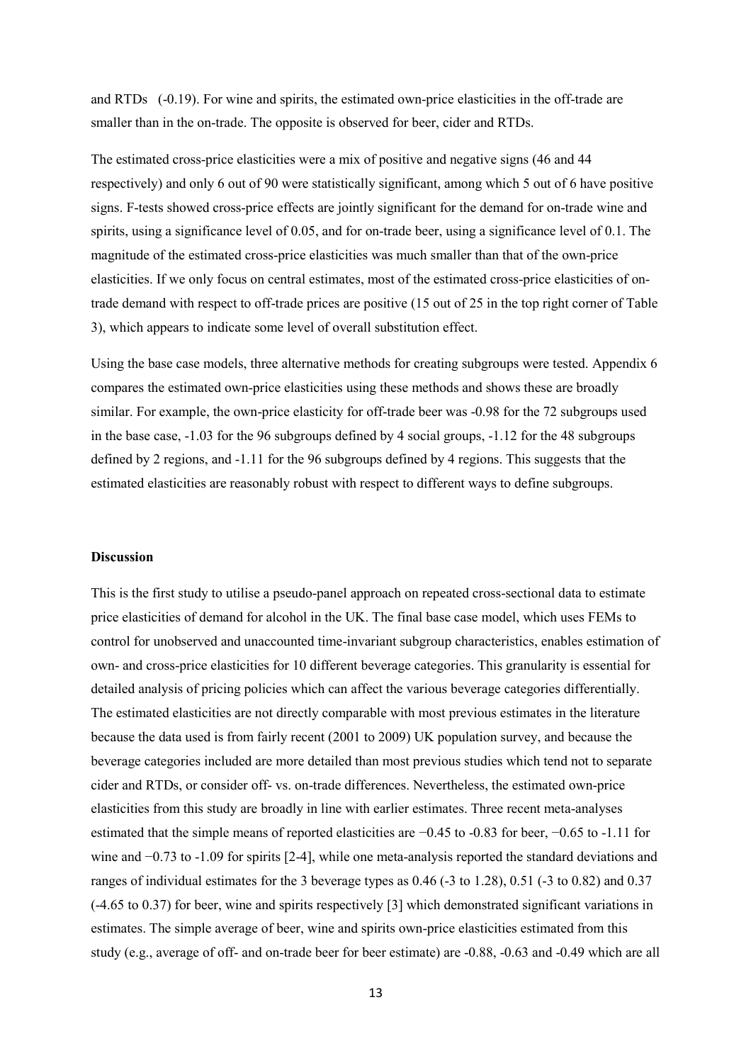and RTDs (-0.19). For wine and spirits, the estimated own-price elasticities in the off-trade are smaller than in the on-trade. The opposite is observed for beer, cider and RTDs.

The estimated cross-price elasticities were a mix of positive and negative signs (46 and 44 respectively) and only 6 out of 90 were statistically significant, among which 5 out of 6 have positive signs. F-tests showed cross-price effects are jointly significant for the demand for on-trade wine and spirits, using a significance level of 0.05, and for on-trade beer, using a significance level of 0.1. The magnitude of the estimated cross-price elasticities was much smaller than that of the own-price elasticities. If we only focus on central estimates, most of the estimated cross-price elasticities of on-trade demand with respect to off-trade prices are positive (15 out of 25 in the top right corner of Table 3), which appears to indicate some level of overall substitution effect.

Using the base case models, three alternative methods for creating subgroups were tested. Appendix 6 compares the estimated own-price elasticities using these methods and shows these are broadly similar. For example, the own-price elasticity for off-trade beer was -0.98 for the 72 subgroups used in the base case, -1.03 for the 96 subgroups defined by 4 social groups, -1.12 for the 48 subgroups defined by 2 regions, and -1.11 for the 96 subgroups defined by 4 regions. This suggests that the estimated elasticities are reasonably robust with respect to different ways to define subgroups.

## Discussion

This is the first study to utilise a pseudo-panel approach on repeated cross-sectional data to estimate price elasticities of demand for alcohol in the UK. The final base case model, which uses FEMs to control for unobserved and unaccounted time-invariant subgroup characteristics, enables estimation of own- and cross-price elasticities for 10 different beverage categories. This granularity is essential for detailed analysis of pricing policies which can affect the various beverage categories differentially. The estimated elasticities are not directly comparable with most previous estimates in the literature because the data used is from fairly recent (2001 to 2009) UK population survey, and because the beverage categories included are more detailed than most previous studies which tend not to separate cider and RTDs, or consider off- vs. on-trade differences. Nevertheless, the estimated own-price elasticities from this study are broadly in line with earlier estimates. Three recent meta-analyses estimated that the simple means of reported elasticities are −0.45 to -0.83 for beer, −0.65 to -1.11 for wine and −0.73 to -1.09 for spirits [2-4], while one meta-analysis reported the standard deviations and ranges of individual estimates for the 3 beverage types as 0.46 (-3 to 1.28), 0.51 (-3 to 0.82) and 0.37 (-4.65 to 0.37) for beer, wine and spirits respectively [3] which demonstrated significant variations in estimates. The simple average of beer, wine and spirits own-price elasticities estimated from this study (e.g., average of off- and on-trade beer for beer estimate) are -0.88, -0.63 and -0.49 which are all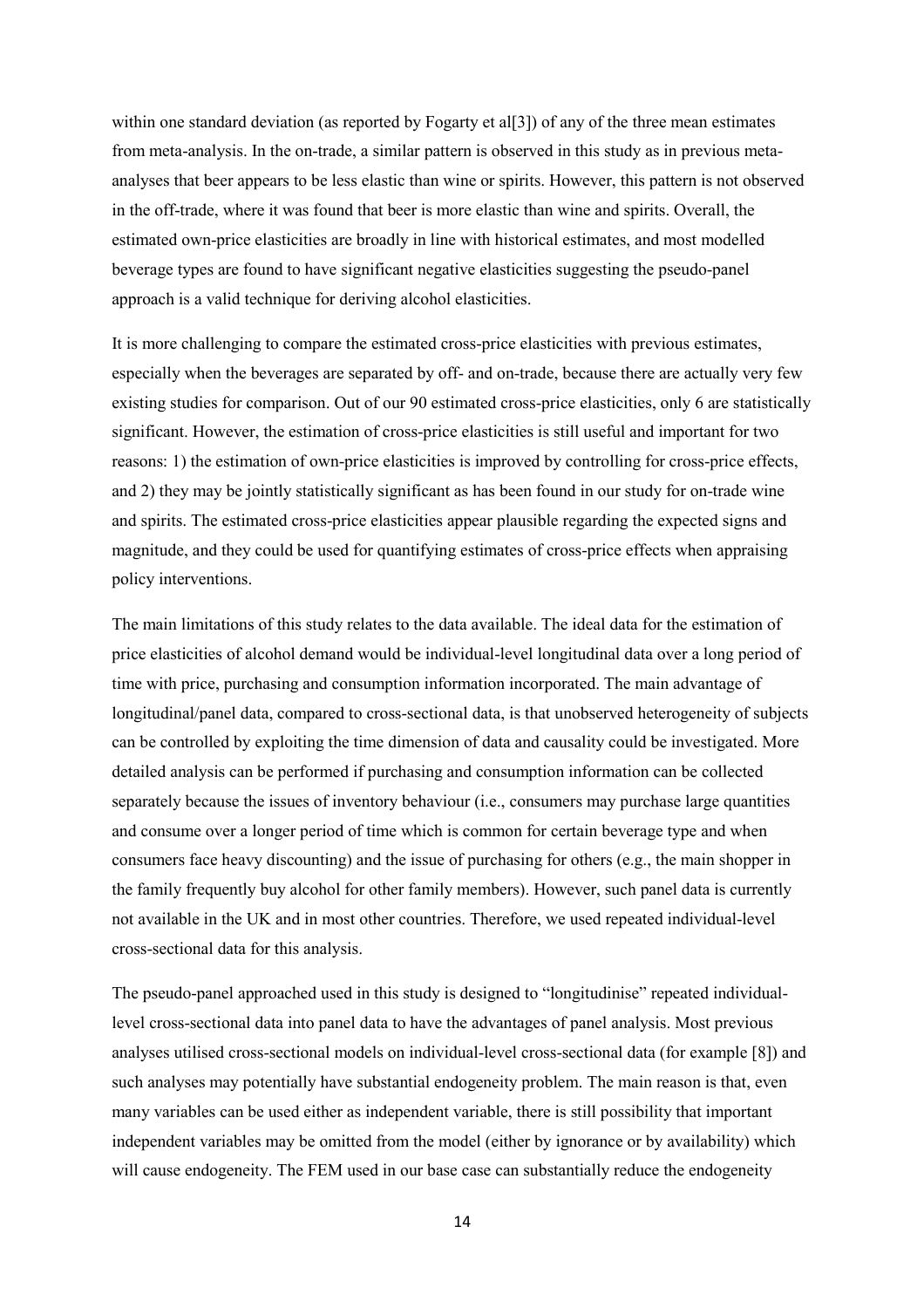within one standard deviation (as reported by Fogarty et al[3]) of any of the three mean estimates from meta-analysis. In the on-trade, a similar pattern is observed in this study as in previous meta-analyses that beer appears to be less elastic than wine or spirits. However, this pattern is not observed in the off-trade, where it was found that beer is more elastic than wine and spirits. Overall, the estimated own-price elasticities are broadly in line with historical estimates, and most modelled beverage types are found to have significant negative elasticities suggesting the pseudo-panel approach is a valid technique for deriving alcohol elasticities.

It is more challenging to compare the estimated cross-price elasticities with previous estimates, especially when the beverages are separated by off- and on-trade, because there are actually very few existing studies for comparison. Out of our 90 estimated cross-price elasticities, only 6 are statistically significant. However, the estimation of cross-price elasticities is still useful and important for two reasons: 1) the estimation of own-price elasticities is improved by controlling for cross-price effects, and 2) they may be jointly statistically significant as has been found in our study for on-trade wine and spirits. The estimated cross-price elasticities appear plausible regarding the expected signs and magnitude, and they could be used for quantifying estimates of cross-price effects when appraising policy interventions.

The main limitations of this study relates to the data available. The ideal data for the estimation of price elasticities of alcohol demand would be individual-level longitudinal data over a long period of time with price, purchasing and consumption information incorporated. The main advantage of longitudinal/panel data, compared to cross-sectional data, is that unobserved heterogeneity of subjects can be controlled by exploiting the time dimension of data and causality could be investigated. More detailed analysis can be performed if purchasing and consumption information can be collected separately because the issues of inventory behaviour (i.e., consumers may purchase large quantities and consume over a longer period of time which is common for certain beverage type and when consumers face heavy discounting) and the issue of purchasing for others (e.g., the main shopper in the family frequently buy alcohol for other family members). However, such panel data is currently not available in the UK and in most other countries. Therefore, we used repeated individual-level cross-sectional data for this analysis.

The pseudo-panel approached used in this study is designed to "longitudinise" repeated individual-level cross-sectional data into panel data to have the advantages of panel analysis. Most previous analyses utilised cross-sectional models on individual-level cross-sectional data (for example [8]) and such analyses may potentially have substantial endogeneity problem. The main reason is that, even many variables can be used either as independent variable, there is still possibility that important independent variables may be omitted from the model (either by ignorance or by availability) which will cause endogeneity. The FEM used in our base case can substantially reduce the endogeneity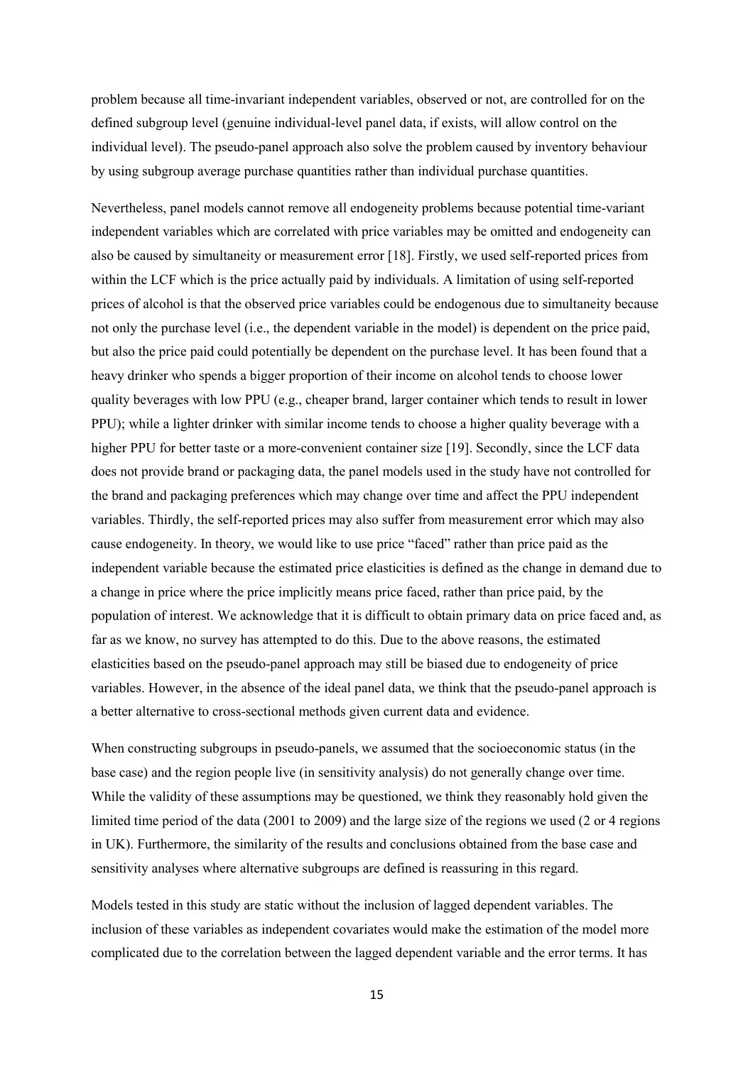problem because all time-invariant independent variables, observed or not, are controlled for on the defined subgroup level (genuine individual-level panel data, if exists, will allow control on the individual level). The pseudo-panel approach also solve the problem caused by inventory behaviour by using subgroup average purchase quantities rather than individual purchase quantities.

Nevertheless, panel models cannot remove all endogeneity problems because potential time-variant independent variables which are correlated with price variables may be omitted and endogeneity can also be caused by simultaneity or measurement error [18]. Firstly, we used self-reported prices from within the LCF which is the price actually paid by individuals. A limitation of using self-reported prices of alcohol is that the observed price variables could be endogenous due to simultaneity because not only the purchase level (i.e., the dependent variable in the model) is dependent on the price paid, but also the price paid could potentially be dependent on the purchase level. It has been found that a heavy drinker who spends a bigger proportion of their income on alcohol tends to choose lower quality beverages with low PPU (e.g., cheaper brand, larger container which tends to result in lower PPU); while a lighter drinker with similar income tends to choose a higher quality beverage with a higher PPU for better taste or a more-convenient container size [19]. Secondly, since the LCF data does not provide brand or packaging data, the panel models used in the study have not controlled for the brand and packaging preferences which may change over time and affect the PPU independent variables. Thirdly, the self-reported prices may also suffer from measurement error which may also cause endogeneity. In theory, we would like to use price "faced" rather than price paid as the independent variable because the estimated price elasticities is defined as the change in demand due to a change in price where the price implicitly means price faced, rather than price paid, by the population of interest. We acknowledge that it is difficult to obtain primary data on price faced and, as far as we know, no survey has attempted to do this. Due to the above reasons, the estimated elasticities based on the pseudo-panel approach may still be biased due to endogeneity of price variables. However, in the absence of the ideal panel data, we think that the pseudo-panel approach is a better alternative to cross-sectional methods given current data and evidence.

When constructing subgroups in pseudo-panels, we assumed that the socioeconomic status (in the base case) and the region people live (in sensitivity analysis) do not generally change over time. While the validity of these assumptions may be questioned, we think they reasonably hold given the limited time period of the data (2001 to 2009) and the large size of the regions we used (2 or 4 regions in UK). Furthermore, the similarity of the results and conclusions obtained from the base case and sensitivity analyses where alternative subgroups are defined is reassuring in this regard.

Models tested in this study are static without the inclusion of lagged dependent variables. The inclusion of these variables as independent covariates would make the estimation of the model more complicated due to the correlation between the lagged dependent variable and the error terms. It has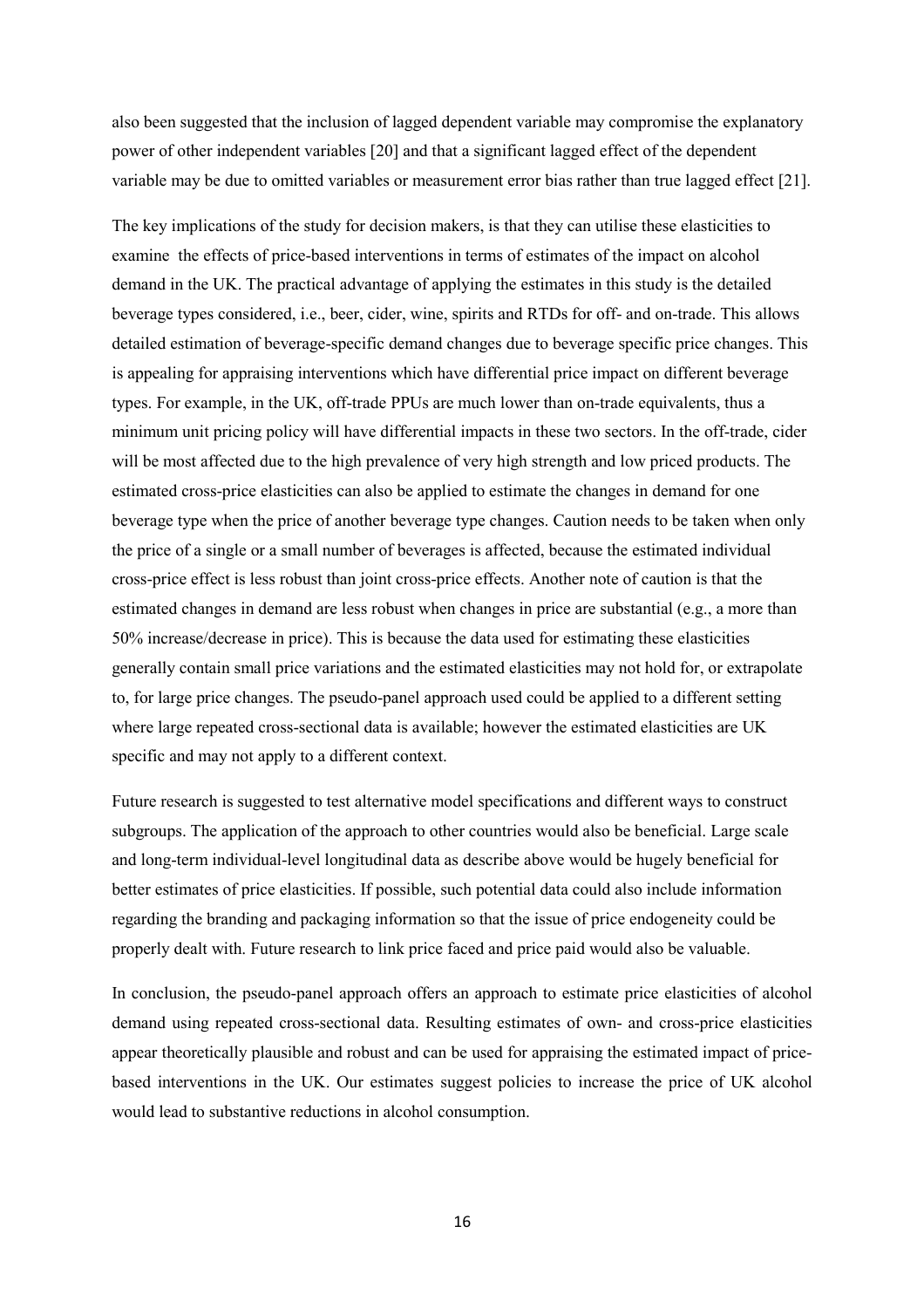also been suggested that the inclusion of lagged dependent variable may compromise the explanatory power of other independent variables [20] and that a significant lagged effect of the dependent variable may be due to omitted variables or measurement error bias rather than true lagged effect [21].

The key implications of the study for decision makers, is that they can utilise these elasticities to examine the effects of price-based interventions in terms of estimates of the impact on alcohol demand in the UK. The practical advantage of applying the estimates in this study is the detailed beverage types considered, i.e., beer, cider, wine, spirits and RTDs for off- and on-trade. This allows detailed estimation of beverage-specific demand changes due to beverage specific price changes. This is appealing for appraising interventions which have differential price impact on different beverage types. For example, in the UK, off-trade PPUs are much lower than on-trade equivalents, thus a minimum unit pricing policy will have differential impacts in these two sectors. In the off-trade, cider will be most affected due to the high prevalence of very high strength and low priced products. The estimated cross-price elasticities can also be applied to estimate the changes in demand for one beverage type when the price of another beverage type changes. Caution needs to be taken when only the price of a single or a small number of beverages is affected, because the estimated individual cross-price effect is less robust than joint cross-price effects. Another note of caution is that the estimated changes in demand are less robust when changes in price are substantial (e.g., a more than 50% increase/decrease in price). This is because the data used for estimating these elasticities generally contain small price variations and the estimated elasticities may not hold for, or extrapolate to, for large price changes. The pseudo-panel approach used could be applied to a different setting where large repeated cross-sectional data is available; however the estimated elasticities are UK specific and may not apply to a different context.

Future research is suggested to test alternative model specifications and different ways to construct subgroups. The application of the approach to other countries would also be beneficial. Large scale and long-term individual-level longitudinal data as describe above would be hugely beneficial for better estimates of price elasticities. If possible, such potential data could also include information regarding the branding and packaging information so that the issue of price endogeneity could be properly dealt with. Future research to link price faced and price paid would also be valuable.

In conclusion, the pseudo-panel approach offers an approach to estimate price elasticities of alcohol demand using repeated cross-sectional data. Resulting estimates of own- and cross-price elasticities appear theoretically plausible and robust and can be used for appraising the estimated impact of price-based interventions in the UK. Our estimates suggest policies to increase the price of UK alcohol would lead to substantive reductions in alcohol consumption.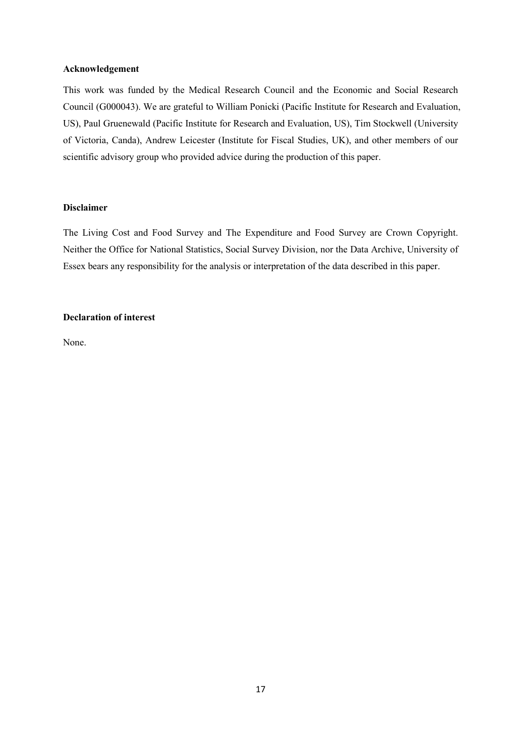**Acknowledgement**

This work was funded by the Medical Research Council and the Economic and Social Research Council (G000043). We are grateful to William Ponicki (Pacific Institute for Research and Evaluation, US), Paul Gruenewald (Pacific Institute for Research and Evaluation, US), Tim Stockwell (University of Victoria, Canda), Andrew Leicester (Institute for Fiscal Studies, UK), and other members of our scientific advisory group who provided advice during the production of this paper.

**Disclaimer**

The Living Cost and Food Survey and The Expenditure and Food Survey are Crown Copyright. Neither the Office for National Statistics, Social Survey Division, nor the Data Archive, University of Essex bears any responsibility for the analysis or interpretation of the data described in this paper.

**Declaration of interest**

None.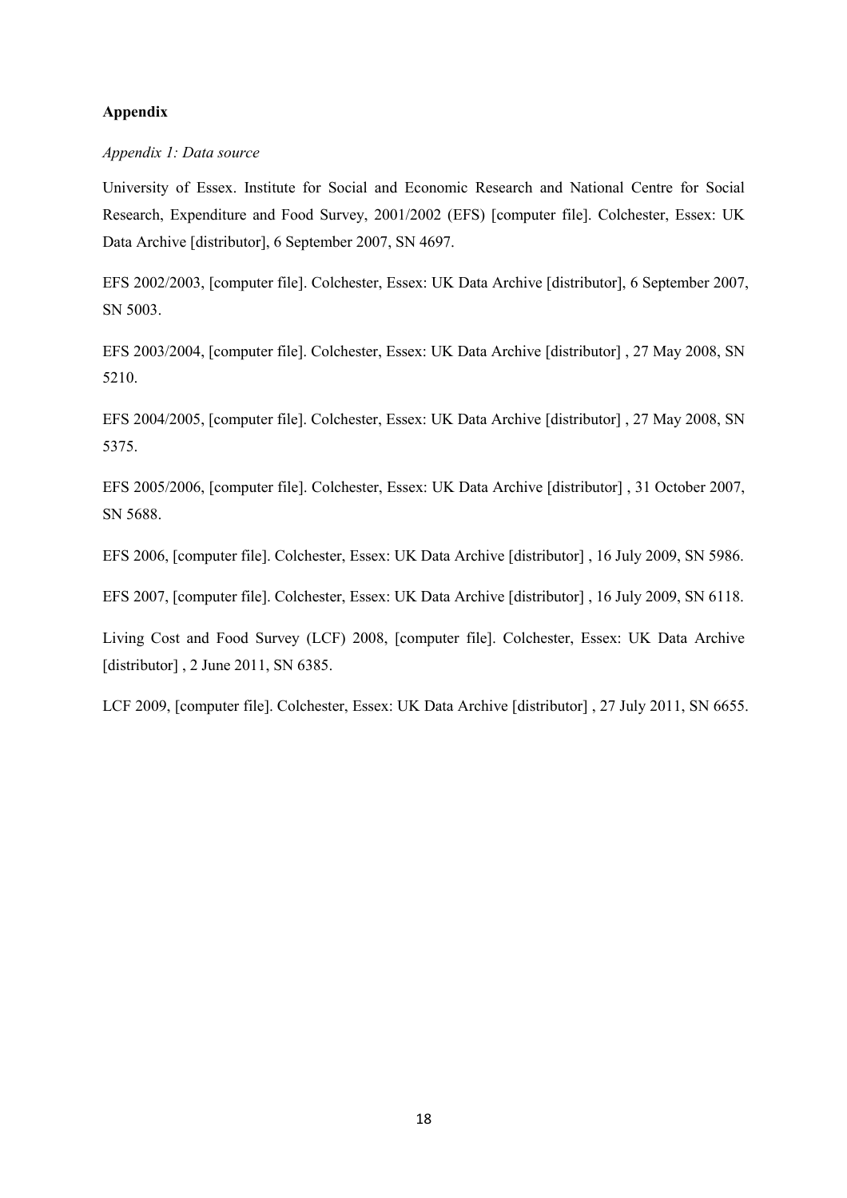## Appendix

*Appendix 1: Data source*

University of Essex. Institute for Social and Economic Research and National Centre for Social Research, Expenditure and Food Survey, 2001/2002 (EFS) [computer file]. Colchester, Essex: UK Data Archive [distributor], 6 September 2007, SN 4697.

EFS 2002/2003, [computer file]. Colchester, Essex: UK Data Archive [distributor], 6 September 2007, SN 5003.

EFS 2003/2004, [computer file]. Colchester, Essex: UK Data Archive [distributor] , 27 May 2008, SN 5210.

EFS 2004/2005, [computer file]. Colchester, Essex: UK Data Archive [distributor] , 27 May 2008, SN 5375.

EFS 2005/2006, [computer file]. Colchester, Essex: UK Data Archive [distributor] , 31 October 2007, SN 5688.

EFS 2006, [computer file]. Colchester, Essex: UK Data Archive [distributor] , 16 July 2009, SN 5986.

EFS 2007, [computer file]. Colchester, Essex: UK Data Archive [distributor] , 16 July 2009, SN 6118.

Living Cost and Food Survey (LCF) 2008, [computer file]. Colchester, Essex: UK Data Archive [distributor] , 2 June 2011, SN 6385.

LCF 2009, [computer file]. Colchester, Essex: UK Data Archive [distributor] , 27 July 2011, SN 6655.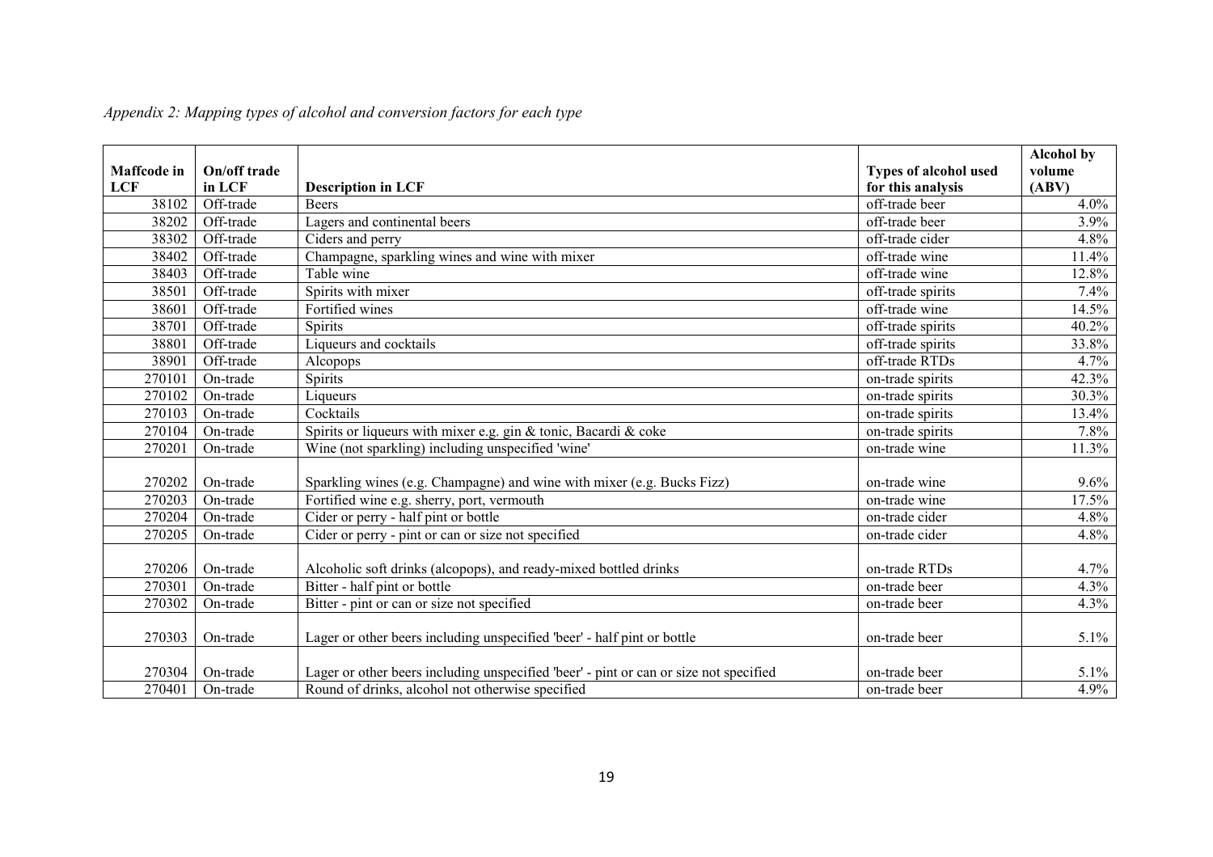*Appendix 2: Mapping types of alcohol and conversion factors for each type*

| Maffcode in LCF | On/off trade in LCF | Description in LCF | Types of alcohol used for this analysis | Alcohol by volume (ABV) |
|---|---|---|---|---|
| 38102 | Off-trade | Beers | off-trade beer | 4.0% |
| 38202 | Off-trade | Lagers and continental beers | off-trade beer | 3.9% |
| 38302 | Off-trade | Ciders and perry | off-trade cider | 4.8% |
| 38402 | Off-trade | Champagne, sparkling wines and wine with mixer | off-trade wine | 11.4% |
| 38403 | Off-trade | Table wine | off-trade wine | 12.8% |
| 38501 | Off-trade | Spirits with mixer | off-trade spirits | 7.4% |
| 38601 | Off-trade | Fortified wines | off-trade wine | 14.5% |
| 38701 | Off-trade | Spirits | off-trade spirits | 40.2% |
| 38801 | Off-trade | Liqueurs and cocktails | off-trade spirits | 33.8% |
| 38901 | Off-trade | Alcopops | off-trade RTDs | 4.7% |
| 270101 | On-trade | Spirits | on-trade spirits | 42.3% |
| 270102 | On-trade | Liqueurs | on-trade spirits | 30.3% |
| 270103 | On-trade | Cocktails | on-trade spirits | 13.4% |
| 270104 | On-trade | Spirits or liqueurs with mixer e.g. gin & tonic, Bacardi & coke | on-trade spirits | 7.8% |
| 270201 | On-trade | Wine (not sparkling) including unspecified 'wine' | on-trade wine | 11.3% |
| 270202 | On-trade | Sparkling wines (e.g. Champagne) and wine with mixer (e.g. Bucks Fizz) | on-trade wine | 9.6% |
| 270203 | On-trade | Fortified wine e.g. sherry, port, vermouth | on-trade wine | 17.5% |
| 270204 | On-trade | Cider or perry - half pint or bottle | on-trade cider | 4.8% |
| 270205 | On-trade | Cider or perry - pint or can or size not specified | on-trade cider | 4.8% |
| 270206 | On-trade | Alcoholic soft drinks (alcopops), and ready-mixed bottled drinks | on-trade RTDs | 4.7% |
| 270301 | On-trade | Bitter - half pint or bottle | on-trade beer | 4.3% |
| 270302 | On-trade | Bitter - pint or can or size not specified | on-trade beer | 4.3% |
| 270303 | On-trade | Lager or other beers including unspecified 'beer' - half pint or bottle | on-trade beer | 5.1% |
| 270304 | On-trade | Lager or other beers including unspecified 'beer' - pint or can or size not specified | on-trade beer | 5.1% |
| 270401 | On-trade | Round of drinks, alcohol not otherwise specified | on-trade beer | 4.9% |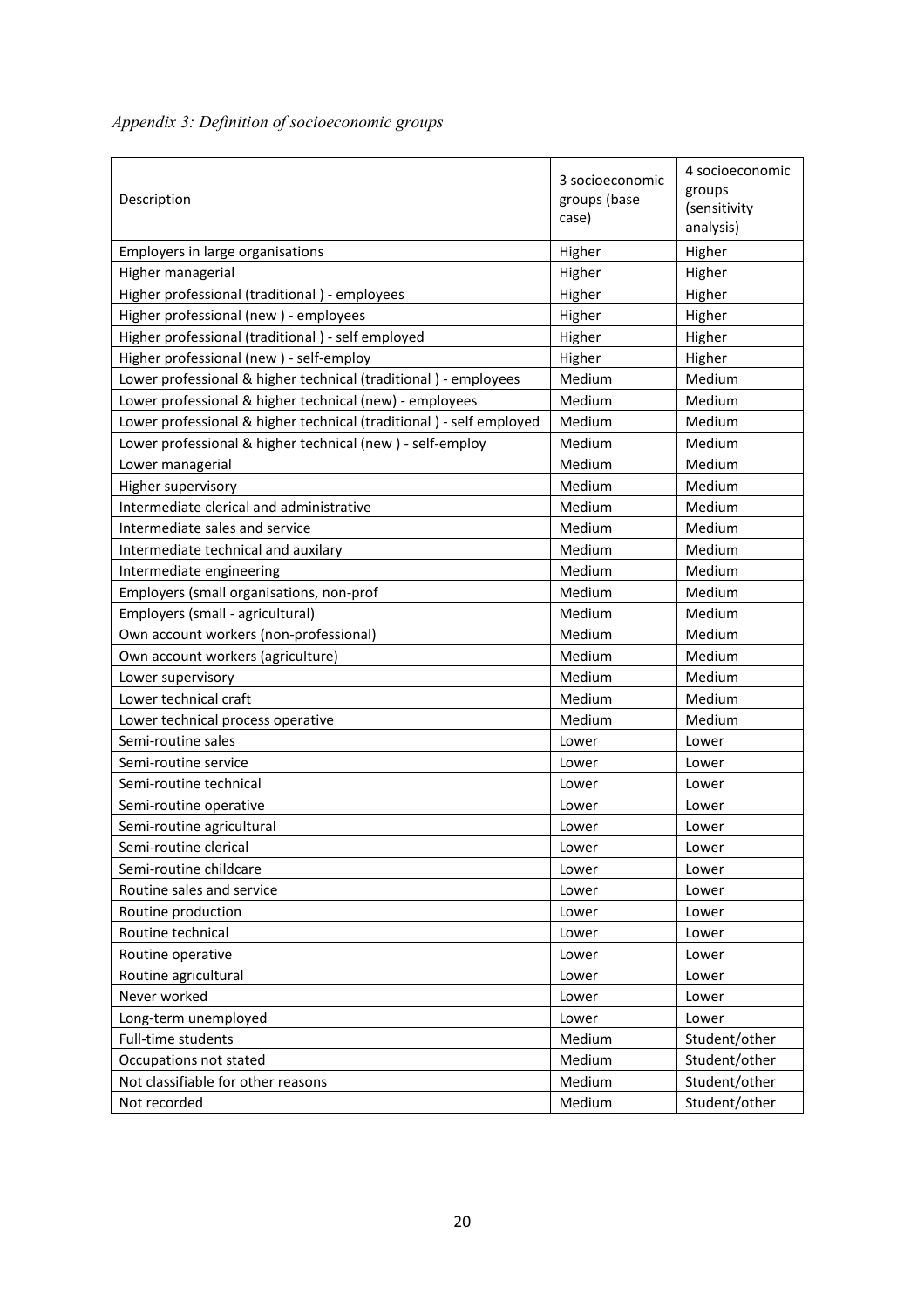*Appendix 3: Definition of socioeconomic groups*

| Description | 3 socioeconomic groups (base case) | 4 socioeconomic groups (sensitivity analysis) |
|---|---|---|
| Employers in large organisations | Higher | Higher |
| Higher managerial | Higher | Higher |
| Higher professional (traditional ) - employees | Higher | Higher |
| Higher professional (new ) - employees | Higher | Higher |
| Higher professional (traditional ) - self employed | Higher | Higher |
| Higher professional (new ) - self-employ | Higher | Higher |
| Lower professional & higher technical (traditional ) - employees | Medium | Medium |
| Lower professional & higher technical (new) - employees | Medium | Medium |
| Lower professional & higher technical (traditional ) - self employed | Medium | Medium |
| Lower professional & higher technical (new ) - self-employ | Medium | Medium |
| Lower managerial | Medium | Medium |
| Higher supervisory | Medium | Medium |
| Intermediate clerical and administrative | Medium | Medium |
| Intermediate sales and service | Medium | Medium |
| Intermediate technical and auxilary | Medium | Medium |
| Intermediate engineering | Medium | Medium |
| Employers (small organisations, non-prof | Medium | Medium |
| Employers (small - agricultural) | Medium | Medium |
| Own account workers (non-professional) | Medium | Medium |
| Own account workers (agriculture) | Medium | Medium |
| Lower supervisory | Medium | Medium |
| Lower technical craft | Medium | Medium |
| Lower technical process operative | Medium | Medium |
| Semi-routine sales | Lower | Lower |
| Semi-routine service | Lower | Lower |
| Semi-routine technical | Lower | Lower |
| Semi-routine operative | Lower | Lower |
| Semi-routine agricultural | Lower | Lower |
| Semi-routine clerical | Lower | Lower |
| Semi-routine childcare | Lower | Lower |
| Routine sales and service | Lower | Lower |
| Routine production | Lower | Lower |
| Routine technical | Lower | Lower |
| Routine operative | Lower | Lower |
| Routine agricultural | Lower | Lower |
| Never worked | Lower | Lower |
| Long-term unemployed | Lower | Lower |
| Full-time students | Medium | Student/other |
| Occupations not stated | Medium | Student/other |
| Not classifiable for other reasons | Medium | Student/other |
| Not recorded | Medium | Student/other |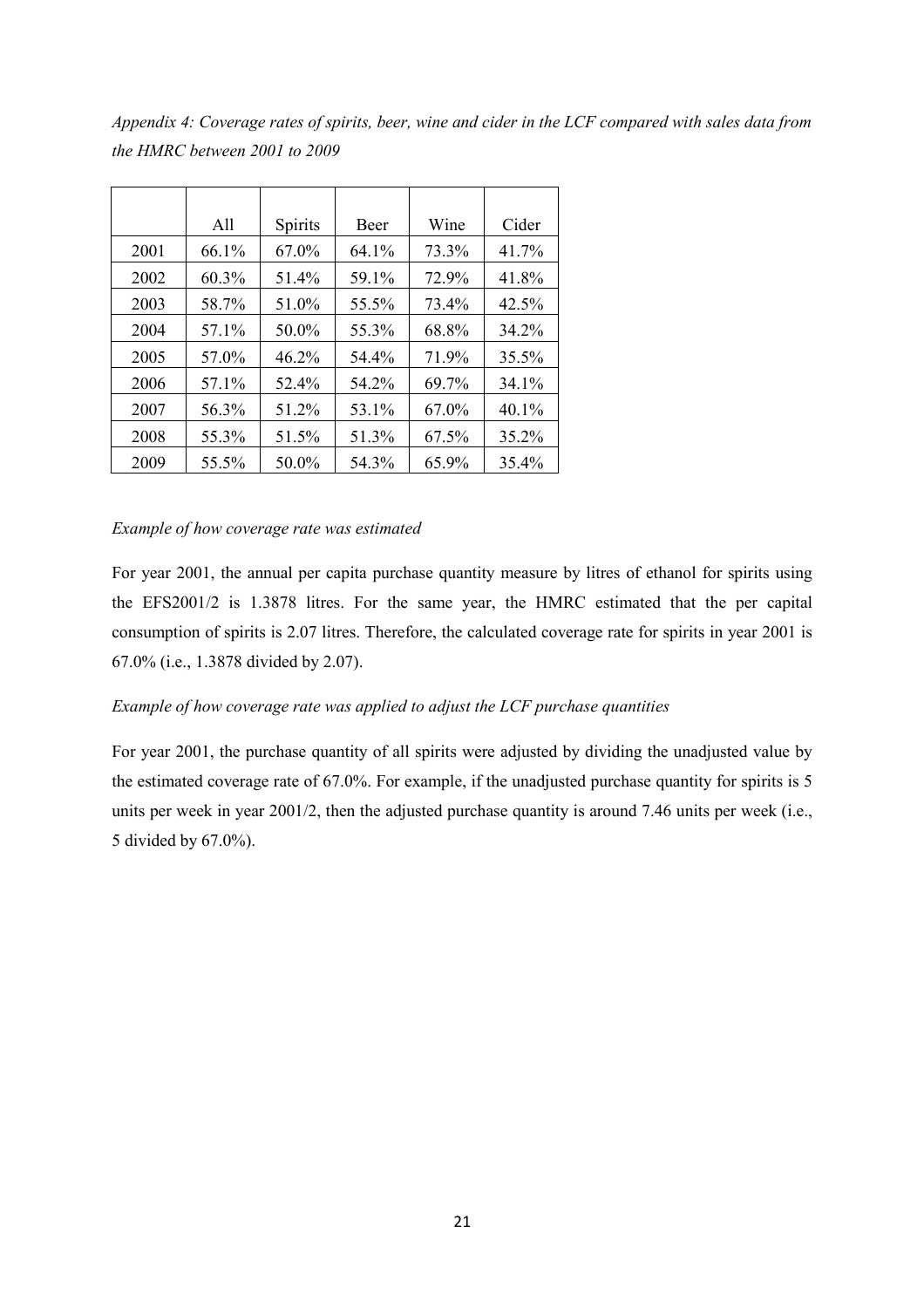*Appendix 4: Coverage rates of spirits, beer, wine and cider in the LCF compared with sales data from the HMRC between 2001 to 2009*

| | All | Spirits | Beer | Wine | Cider |
|---|---|---|---|---|---|
| 2001 | 66.1% | 67.0% | 64.1% | 73.3% | 41.7% |
| 2002 | 60.3% | 51.4% | 59.1% | 72.9% | 41.8% |
| 2003 | 58.7% | 51.0% | 55.5% | 73.4% | 42.5% |
| 2004 | 57.1% | 50.0% | 55.3% | 68.8% | 34.2% |
| 2005 | 57.0% | 46.2% | 54.4% | 71.9% | 35.5% |
| 2006 | 57.1% | 52.4% | 54.2% | 69.7% | 34.1% |
| 2007 | 56.3% | 51.2% | 53.1% | 67.0% | 40.1% |
| 2008 | 55.3% | 51.5% | 51.3% | 67.5% | 35.2% |
| 2009 | 55.5% | 50.0% | 54.3% | 65.9% | 35.4% |

*Example of how coverage rate was estimated*

For year 2001, the annual per capita purchase quantity measure by litres of ethanol for spirits using the EFS2001/2 is 1.3878 litres. For the same year, the HMRC estimated that the per capital consumption of spirits is 2.07 litres. Therefore, the calculated coverage rate for spirits in year 2001 is 67.0% (i.e., 1.3878 divided by 2.07).

*Example of how coverage rate was applied to adjust the LCF purchase quantities*

For year 2001, the purchase quantity of all spirits were adjusted by dividing the unadjusted value by the estimated coverage rate of 67.0%. For example, if the unadjusted purchase quantity for spirits is 5 units per week in year 2001/2, then the adjusted purchase quantity is around 7.46 units per week (i.e., 5 divided by 67.0%).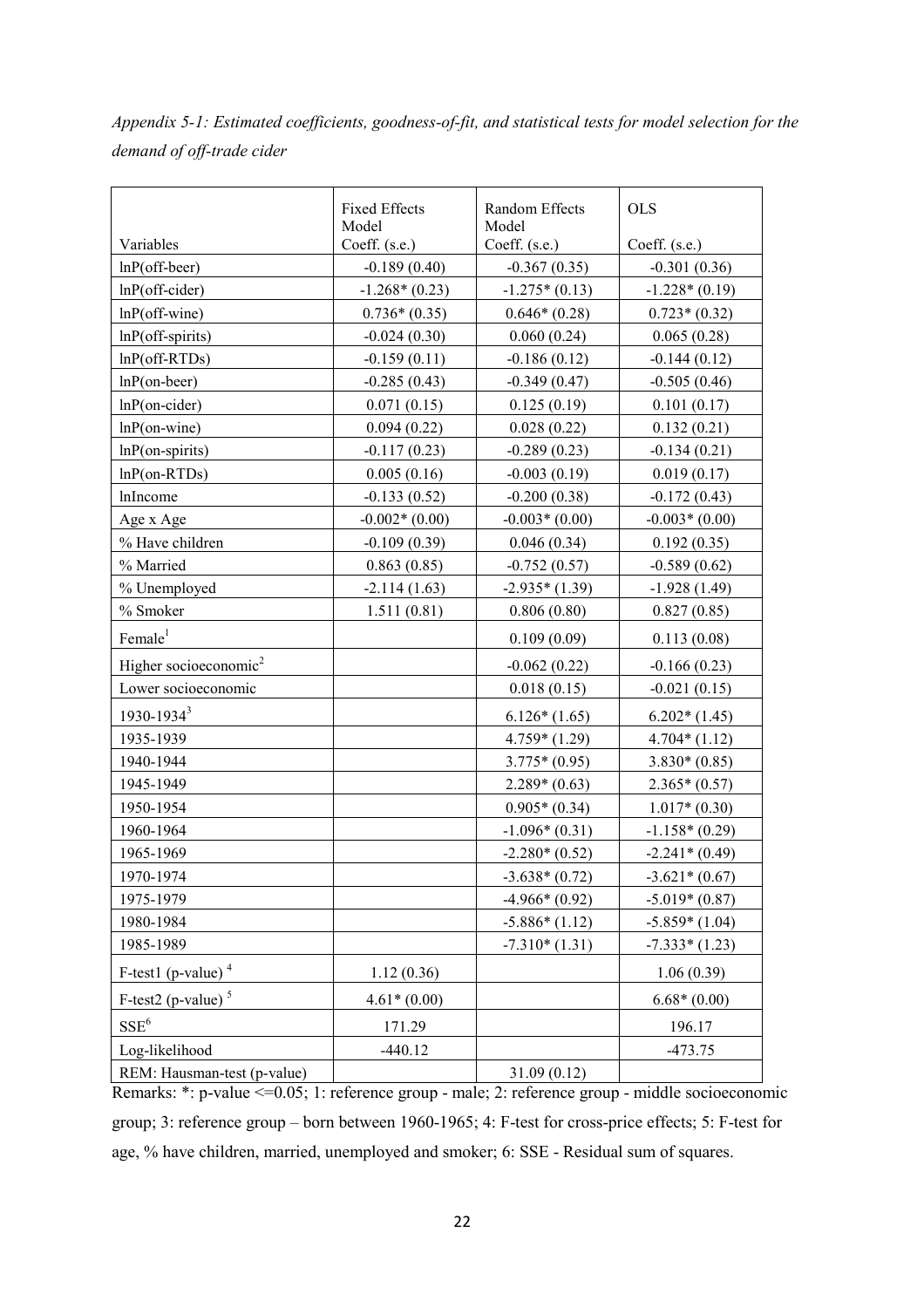*Appendix 5-1: Estimated coefficients, goodness-of-fit, and statistical tests for model selection for the demand of off-trade cider*

| Variables | Fixed Effects Model Coeff. (s.e.) | Random Effects Model Coeff. (s.e.) | OLS Coeff. (s.e.) |
|---|---|---|---|
| lnP(off-beer) | -0.189 (0.40) | -0.367 (0.35) | -0.301 (0.36) |
| lnP(off-cider) | -1.268* (0.23) | -1.275* (0.13) | -1.228* (0.19) |
| lnP(off-wine) | 0.736* (0.35) | 0.646* (0.28) | 0.723* (0.32) |
| lnP(off-spirits) | -0.024 (0.30) | 0.060 (0.24) | 0.065 (0.28) |
| lnP(off-RTDs) | -0.159 (0.11) | -0.186 (0.12) | -0.144 (0.12) |
| lnP(on-beer) | -0.285 (0.43) | -0.349 (0.47) | -0.505 (0.46) |
| lnP(on-cider) | 0.071 (0.15) | 0.125 (0.19) | 0.101 (0.17) |
| lnP(on-wine) | 0.094 (0.22) | 0.028 (0.22) | 0.132 (0.21) |
| lnP(on-spirits) | -0.117 (0.23) | -0.289 (0.23) | -0.134 (0.21) |
| lnP(on-RTDs) | 0.005 (0.16) | -0.003 (0.19) | 0.019 (0.17) |
| lnIncome | -0.133 (0.52) | -0.200 (0.38) | -0.172 (0.43) |
| Age x Age | -0.002* (0.00) | -0.003* (0.00) | -0.003* (0.00) |
| % Have children | -0.109 (0.39) | 0.046 (0.34) | 0.192 (0.35) |
| % Married | 0.863 (0.85) | -0.752 (0.57) | -0.589 (0.62) |
| % Unemployed | -2.114 (1.63) | -2.935* (1.39) | -1.928 (1.49) |
| % Smoker | 1.511 (0.81) | 0.806 (0.80) | 0.827 (0.85) |
| Female[1] | | 0.109 (0.09) | 0.113 (0.08) |
| Higher socioeconomic[2] | | -0.062 (0.22) | -0.166 (0.23) |
| Lower socioeconomic | | 0.018 (0.15) | -0.021 (0.15) |
| 1930-1934[3] | | 6.126* (1.65) | 6.202* (1.45) |
| 1935-1939 | | 4.759* (1.29) | 4.704* (1.12) |
| 1940-1944 | | 3.775* (0.95) | 3.830* (0.85) |
| 1945-1949 | | 2.289* (0.63) | 2.365* (0.57) |
| 1950-1954 | | 0.905* (0.34) | 1.017* (0.30) |
| 1960-1964 | | -1.096* (0.31) | -1.158* (0.29) |
| 1965-1969 | | -2.280* (0.52) | -2.241* (0.49) |
| 1970-1974 | | -3.638* (0.72) | -3.621* (0.67) |
| 1975-1979 | | -4.966* (0.92) | -5.019* (0.87) |
| 1980-1984 | | -5.886* (1.12) | -5.859* (1.04) |
| 1985-1989 | | -7.310* (1.31) | -7.333* (1.23) |
| F-test1 (p-value)[4] | 1.12 (0.36) | | 1.06 (0.39) |
| F-test2 (p-value)[5] | 4.61* (0.00) | | 6.68* (0.00) |
| SSE[6] | 171.29 | | 196.17 |
| Log-likelihood | -440.12 | | -473.75 |
| REM: Hausman-test (p-value) | | 31.09 (0.12) | |

Remarks: *: p-value <=0.05; 1: reference group - male; 2: reference group - middle socioeconomic group; 3: reference group – born between 1960-1965; 4: F-test for cross-price effects; 5: F-test for age, % have children, married, unemployed and smoker; 6: SSE - Residual sum of squares.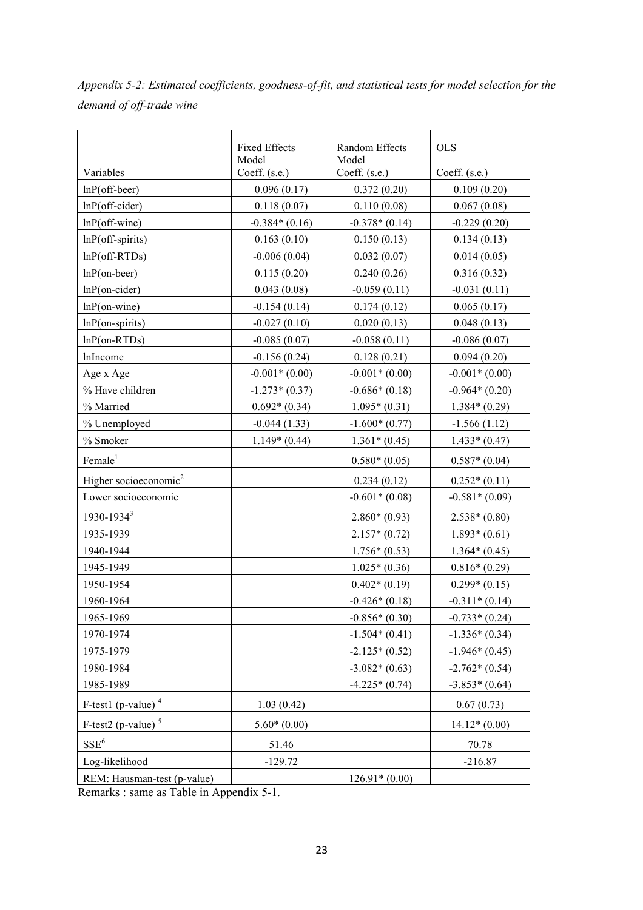*Appendix 5-2: Estimated coefficients, goodness-of-fit, and statistical tests for model selection for the demand of off-trade wine*

| Variables | Fixed Effects Model Coeff. (s.e.) | Random Effects Model Coeff. (s.e.) | OLS Coeff. (s.e.) |
|---|---|---|---|
| lnP(off-beer) | 0.096 (0.17) | 0.372 (0.20) | 0.109 (0.20) |
| lnP(off-cider) | 0.118 (0.07) | 0.110 (0.08) | 0.067 (0.08) |
| lnP(off-wine) | -0.384* (0.16) | -0.378* (0.14) | -0.229 (0.20) |
| lnP(off-spirits) | 0.163 (0.10) | 0.150 (0.13) | 0.134 (0.13) |
| lnP(off-RTDs) | -0.006 (0.04) | 0.032 (0.07) | 0.014 (0.05) |
| lnP(on-beer) | 0.115 (0.20) | 0.240 (0.26) | 0.316 (0.32) |
| lnP(on-cider) | 0.043 (0.08) | -0.059 (0.11) | -0.031 (0.11) |
| lnP(on-wine) | -0.154 (0.14) | 0.174 (0.12) | 0.065 (0.17) |
| lnP(on-spirits) | -0.027 (0.10) | 0.020 (0.13) | 0.048 (0.13) |
| lnP(on-RTDs) | -0.085 (0.07) | -0.058 (0.11) | -0.086 (0.07) |
| lnIncome | -0.156 (0.24) | 0.128 (0.21) | 0.094 (0.20) |
| Age x Age | -0.001* (0.00) | -0.001* (0.00) | -0.001* (0.00) |
| % Have children | -1.273* (0.37) | -0.686* (0.18) | -0.964* (0.20) |
| % Married | 0.692* (0.34) | 1.095* (0.31) | 1.384* (0.29) |
| % Unemployed | -0.044 (1.33) | -1.600* (0.77) | -1.566 (1.12) |
| % Smoker | 1.149* (0.44) | 1.361* (0.45) | 1.433* (0.47) |
| Female[1] | | 0.580* (0.05) | 0.587* (0.04) |
| Higher socioeconomic[2] | | 0.234 (0.12) | 0.252* (0.11) |
| Lower socioeconomic | | -0.601* (0.08) | -0.581* (0.09) |
| 1930-1934[3] | | 2.860* (0.93) | 2.538* (0.80) |
| 1935-1939 | | 2.157* (0.72) | 1.893* (0.61) |
| 1940-1944 | | 1.756* (0.53) | 1.364* (0.45) |
| 1945-1949 | | 1.025* (0.36) | 0.816* (0.29) |
| 1950-1954 | | 0.402* (0.19) | 0.299* (0.15) |
| 1960-1964 | | -0.426* (0.18) | -0.311* (0.14) |
| 1965-1969 | | -0.856* (0.30) | -0.733* (0.24) |
| 1970-1974 | | -1.504* (0.41) | -1.336* (0.34) |
| 1975-1979 | | -2.125* (0.52) | -1.946* (0.45) |
| 1980-1984 | | -3.082* (0.63) | -2.762* (0.54) |
| 1985-1989 | | -4.225* (0.74) | -3.853* (0.64) |
| F-test1 (p-value) [4] | 1.03 (0.42) | | 0.67 (0.73) |
| F-test2 (p-value) [5] | 5.60* (0.00) | | 14.12* (0.00) |
| SSE[6] | 51.46 | | 70.78 |
| Log-likelihood | -129.72 | | -216.87 |
| REM: Hausman-test (p-value) | | 126.91* (0.00) | |

Remarks : same as Table in Appendix 5-1.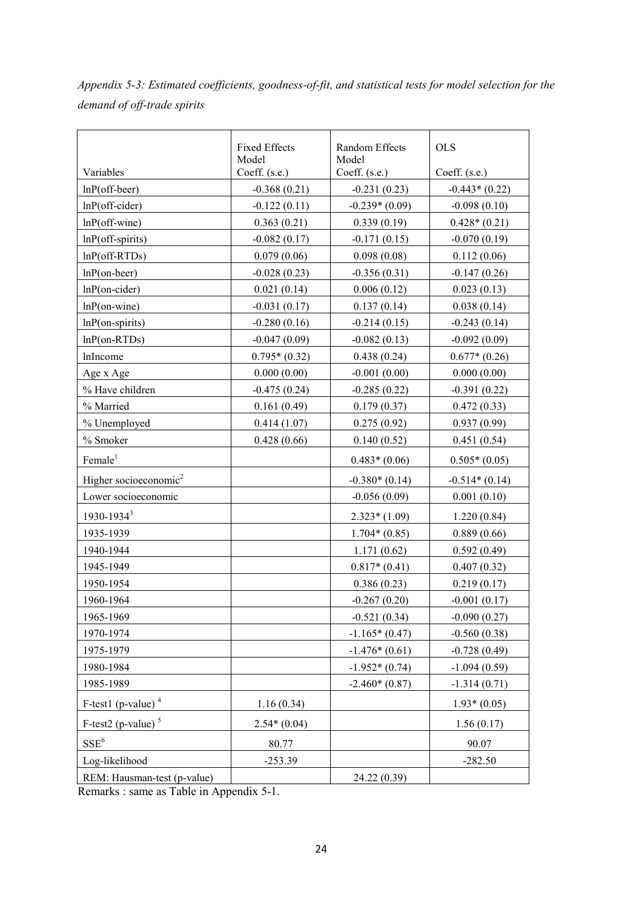*Appendix 5-3: Estimated coefficients, goodness-of-fit, and statistical tests for model selection for the demand of off-trade spirits*

| Variables | Fixed Effects Model Coeff. (s.e.) | Random Effects Model Coeff. (s.e.) | OLS Coeff. (s.e.) |
|---|---|---|---|
| lnP(off-beer) | -0.368 (0.21) | -0.231 (0.23) | -0.443* (0.22) |
| lnP(off-cider) | -0.122 (0.11) | -0.239* (0.09) | -0.098 (0.10) |
| lnP(off-wine) | 0.363 (0.21) | 0.339 (0.19) | 0.428* (0.21) |
| lnP(off-spirits) | -0.082 (0.17) | -0.171 (0.15) | -0.070 (0.19) |
| lnP(off-RTDs) | 0.079 (0.06) | 0.098 (0.08) | 0.112 (0.06) |
| lnP(on-beer) | -0.028 (0.23) | -0.356 (0.31) | -0.147 (0.26) |
| lnP(on-cider) | 0.021 (0.14) | 0.006 (0.12) | 0.023 (0.13) |
| lnP(on-wine) | -0.031 (0.17) | 0.137 (0.14) | 0.038 (0.14) |
| lnP(on-spirits) | -0.280 (0.16) | -0.214 (0.15) | -0.243 (0.14) |
| lnP(on-RTDs) | -0.047 (0.09) | -0.082 (0.13) | -0.092 (0.09) |
| lnIncome | 0.795* (0.32) | 0.438 (0.24) | 0.677* (0.26) |
| Age x Age | 0.000 (0.00) | -0.001 (0.00) | 0.000 (0.00) |
| % Have children | -0.475 (0.24) | -0.285 (0.22) | -0.391 (0.22) |
| % Married | 0.161 (0.49) | 0.179 (0.37) | 0.472 (0.33) |
| % Unemployed | 0.414 (1.07) | 0.275 (0.92) | 0.937 (0.99) |
| % Smoker | 0.428 (0.66) | 0.140 (0.52) | 0.451 (0.54) |
| Female[1] | | 0.483* (0.06) | 0.505* (0.05) |
| Higher socioeconomic[2] | | -0.380* (0.14) | -0.514* (0.14) |
| Lower socioeconomic | | -0.056 (0.09) | 0.001 (0.10) |
| 1930-1934[3] | | 2.323* (1.09) | 1.220 (0.84) |
| 1935-1939 | | 1.704* (0.85) | 0.889 (0.66) |
| 1940-1944 | | 1.171 (0.62) | 0.592 (0.49) |
| 1945-1949 | | 0.817* (0.41) | 0.407 (0.32) |
| 1950-1954 | | 0.386 (0.23) | 0.219 (0.17) |
| 1960-1964 | | -0.267 (0.20) | -0.001 (0.17) |
| 1965-1969 | | -0.521 (0.34) | -0.090 (0.27) |
| 1970-1974 | | -1.165* (0.47) | -0.560 (0.38) |
| 1975-1979 | | -1.476* (0.61) | -0.728 (0.49) |
| 1980-1984 | | -1.952* (0.74) | -1.094 (0.59) |
| 1985-1989 | | -2.460* (0.87) | -1.314 (0.71) |
| F-test1 (p-value)[4] | 1.16 (0.34) | | 1.93* (0.05) |
| F-test2 (p-value)[5] | 2.54* (0.04) | | 1.56 (0.17) |
| SSE[6] | 80.77 | | 90.07 |
| Log-likelihood | -253.39 | | -282.50 |
| REM: Hausman-test (p-value) | | 24.22 (0.39) | |

Remarks : same as Table in Appendix 5-1.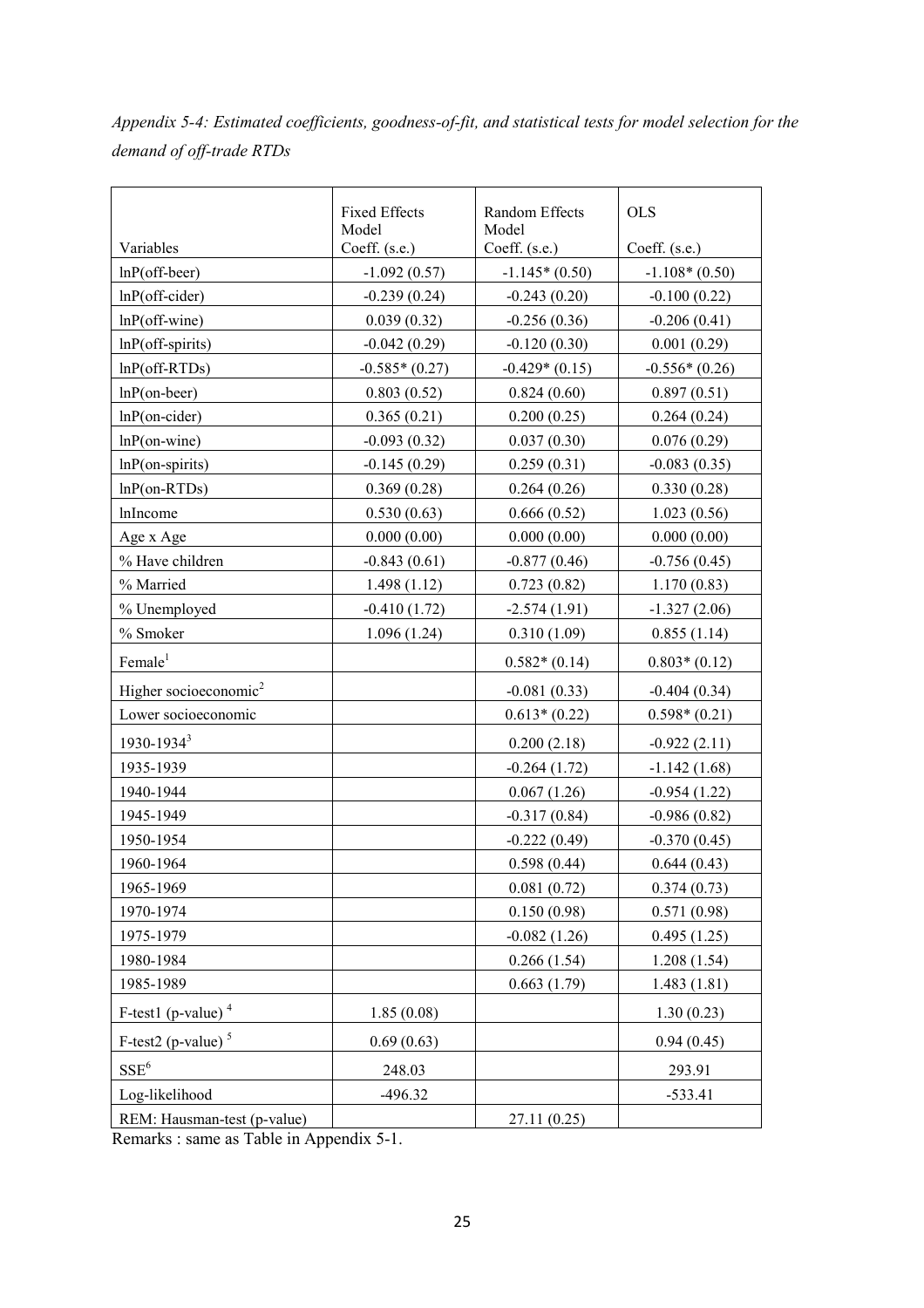*Appendix 5-4: Estimated coefficients, goodness-of-fit, and statistical tests for model selection for the demand of off-trade RTDs*

| Variables | Fixed Effects Model Coeff. (s.e.) | Random Effects Model Coeff. (s.e.) | OLS Coeff. (s.e.) |
|---|---|---|---|
| lnP(off-beer) | -1.092 (0.57) | -1.145* (0.50) | -1.108* (0.50) |
| lnP(off-cider) | -0.239 (0.24) | -0.243 (0.20) | -0.100 (0.22) |
| lnP(off-wine) | 0.039 (0.32) | -0.256 (0.36) | -0.206 (0.41) |
| lnP(off-spirits) | -0.042 (0.29) | -0.120 (0.30) | 0.001 (0.29) |
| lnP(off-RTDs) | -0.585* (0.27) | -0.429* (0.15) | -0.556* (0.26) |
| lnP(on-beer) | 0.803 (0.52) | 0.824 (0.60) | 0.897 (0.51) |
| lnP(on-cider) | 0.365 (0.21) | 0.200 (0.25) | 0.264 (0.24) |
| lnP(on-wine) | -0.093 (0.32) | 0.037 (0.30) | 0.076 (0.29) |
| lnP(on-spirits) | -0.145 (0.29) | 0.259 (0.31) | -0.083 (0.35) |
| lnP(on-RTDs) | 0.369 (0.28) | 0.264 (0.26) | 0.330 (0.28) |
| lnIncome | 0.530 (0.63) | 0.666 (0.52) | 1.023 (0.56) |
| Age x Age | 0.000 (0.00) | 0.000 (0.00) | 0.000 (0.00) |
| % Have children | -0.843 (0.61) | -0.877 (0.46) | -0.756 (0.45) |
| % Married | 1.498 (1.12) | 0.723 (0.82) | 1.170 (0.83) |
| % Unemployed | -0.410 (1.72) | -2.574 (1.91) | -1.327 (2.06) |
| % Smoker | 1.096 (1.24) | 0.310 (1.09) | 0.855 (1.14) |
| Female[1] | | 0.582* (0.14) | 0.803* (0.12) |
| Higher socioeconomic[2] | | -0.081 (0.33) | -0.404 (0.34) |
| Lower socioeconomic | | 0.613* (0.22) | 0.598* (0.21) |
| 1930-1934[3] | | 0.200 (2.18) | -0.922 (2.11) |
| 1935-1939 | | -0.264 (1.72) | -1.142 (1.68) |
| 1940-1944 | | 0.067 (1.26) | -0.954 (1.22) |
| 1945-1949 | | -0.317 (0.84) | -0.986 (0.82) |
| 1950-1954 | | -0.222 (0.49) | -0.370 (0.45) |
| 1960-1964 | | 0.598 (0.44) | 0.644 (0.43) |
| 1965-1969 | | 0.081 (0.72) | 0.374 (0.73) |
| 1970-1974 | | 0.150 (0.98) | 0.571 (0.98) |
| 1975-1979 | | -0.082 (1.26) | 0.495 (1.25) |
| 1980-1984 | | 0.266 (1.54) | 1.208 (1.54) |
| 1985-1989 | | 0.663 (1.79) | 1.483 (1.81) |
| F-test1 (p-value) [4] | 1.85 (0.08) | | 1.30 (0.23) |
| F-test2 (p-value) [5] | 0.69 (0.63) | | 0.94 (0.45) |
| SSE[6] | 248.03 | | 293.91 |
| Log-likelihood | -496.32 | | -533.41 |
| REM: Hausman-test (p-value) | | 27.11 (0.25) | |

Remarks : same as Table in Appendix 5-1.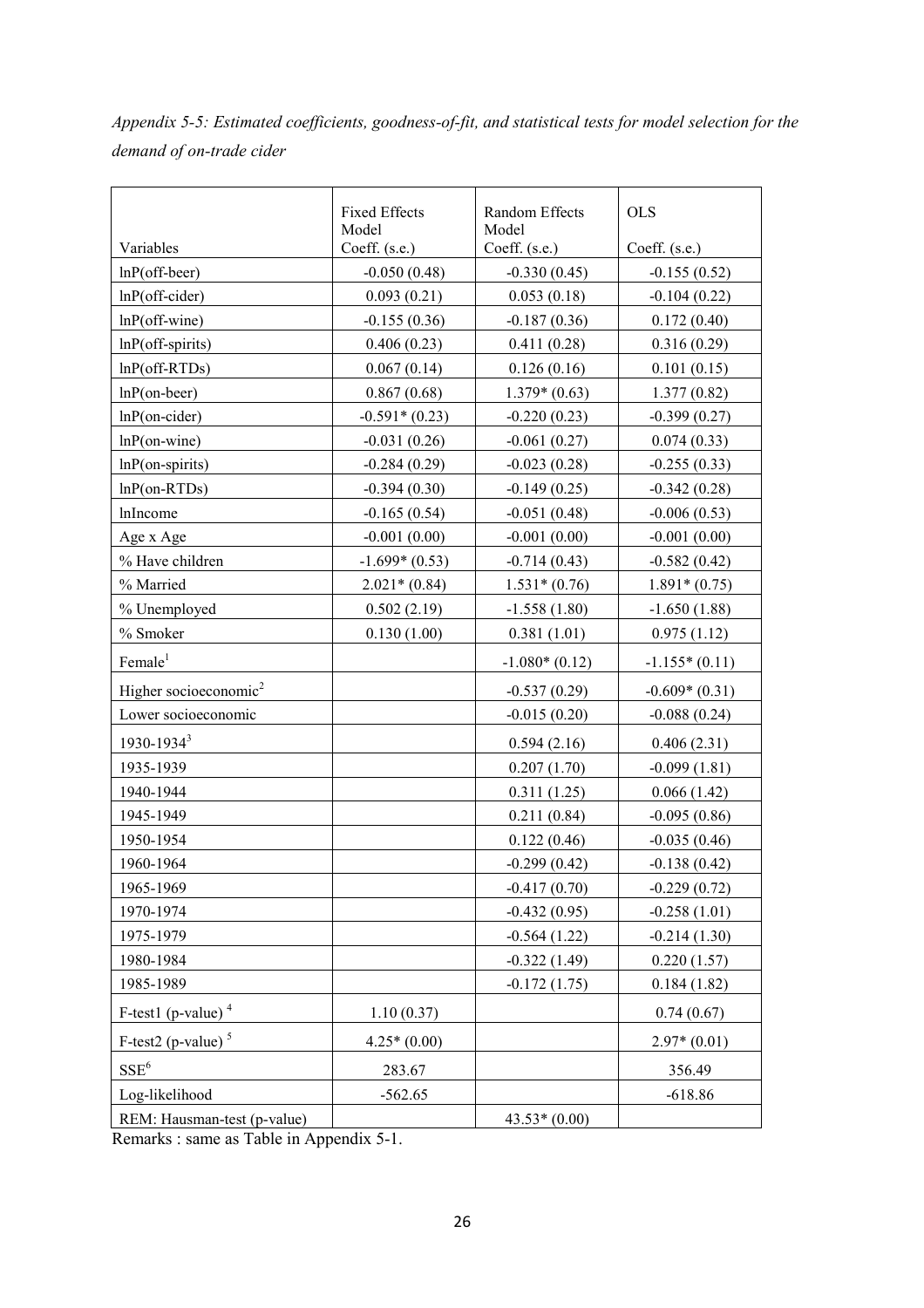*Appendix 5-5: Estimated coefficients, goodness-of-fit, and statistical tests for model selection for the demand of on-trade cider*

| Variables | Fixed Effects Model Coeff. (s.e.) | Random Effects Model Coeff. (s.e.) | OLS Coeff. (s.e.) |
|---|---|---|---|
| lnP(off-beer) | -0.050 (0.48) | -0.330 (0.45) | -0.155 (0.52) |
| lnP(off-cider) | 0.093 (0.21) | 0.053 (0.18) | -0.104 (0.22) |
| lnP(off-wine) | -0.155 (0.36) | -0.187 (0.36) | 0.172 (0.40) |
| lnP(off-spirits) | 0.406 (0.23) | 0.411 (0.28) | 0.316 (0.29) |
| lnP(off-RTDs) | 0.067 (0.14) | 0.126 (0.16) | 0.101 (0.15) |
| lnP(on-beer) | 0.867 (0.68) | 1.379* (0.63) | 1.377 (0.82) |
| lnP(on-cider) | -0.591* (0.23) | -0.220 (0.23) | -0.399 (0.27) |
| lnP(on-wine) | -0.031 (0.26) | -0.061 (0.27) | 0.074 (0.33) |
| lnP(on-spirits) | -0.284 (0.29) | -0.023 (0.28) | -0.255 (0.33) |
| lnP(on-RTDs) | -0.394 (0.30) | -0.149 (0.25) | -0.342 (0.28) |
| lnIncome | -0.165 (0.54) | -0.051 (0.48) | -0.006 (0.53) |
| Age x Age | -0.001 (0.00) | -0.001 (0.00) | -0.001 (0.00) |
| % Have children | -1.699* (0.53) | -0.714 (0.43) | -0.582 (0.42) |
| % Married | 2.021* (0.84) | 1.531* (0.76) | 1.891* (0.75) |
| % Unemployed | 0.502 (2.19) | -1.558 (1.80) | -1.650 (1.88) |
| % Smoker | 0.130 (1.00) | 0.381 (1.01) | 0.975 (1.12) |
| Female[1] | | -1.080* (0.12) | -1.155* (0.11) |
| Higher socioeconomic[2] | | -0.537 (0.29) | -0.609* (0.31) |
| Lower socioeconomic | | -0.015 (0.20) | -0.088 (0.24) |
| 1930-1934[3] | | 0.594 (2.16) | 0.406 (2.31) |
| 1935-1939 | | 0.207 (1.70) | -0.099 (1.81) |
| 1940-1944 | | 0.311 (1.25) | 0.066 (1.42) |
| 1945-1949 | | 0.211 (0.84) | -0.095 (0.86) |
| 1950-1954 | | 0.122 (0.46) | -0.035 (0.46) |
| 1960-1964 | | -0.299 (0.42) | -0.138 (0.42) |
| 1965-1969 | | -0.417 (0.70) | -0.229 (0.72) |
| 1970-1974 | | -0.432 (0.95) | -0.258 (1.01) |
| 1975-1979 | | -0.564 (1.22) | -0.214 (1.30) |
| 1980-1984 | | -0.322 (1.49) | 0.220 (1.57) |
| 1985-1989 | | -0.172 (1.75) | 0.184 (1.82) |
| F-test1 (p-value) [4] | 1.10 (0.37) | | 0.74 (0.67) |
| F-test2 (p-value) [5] | 4.25* (0.00) | | 2.97* (0.01) |
| SSE[6] | 283.67 | | 356.49 |
| Log-likelihood | -562.65 | | -618.86 |
| REM: Hausman-test (p-value) | | 43.53* (0.00) | |

Remarks : same as Table in Appendix 5-1.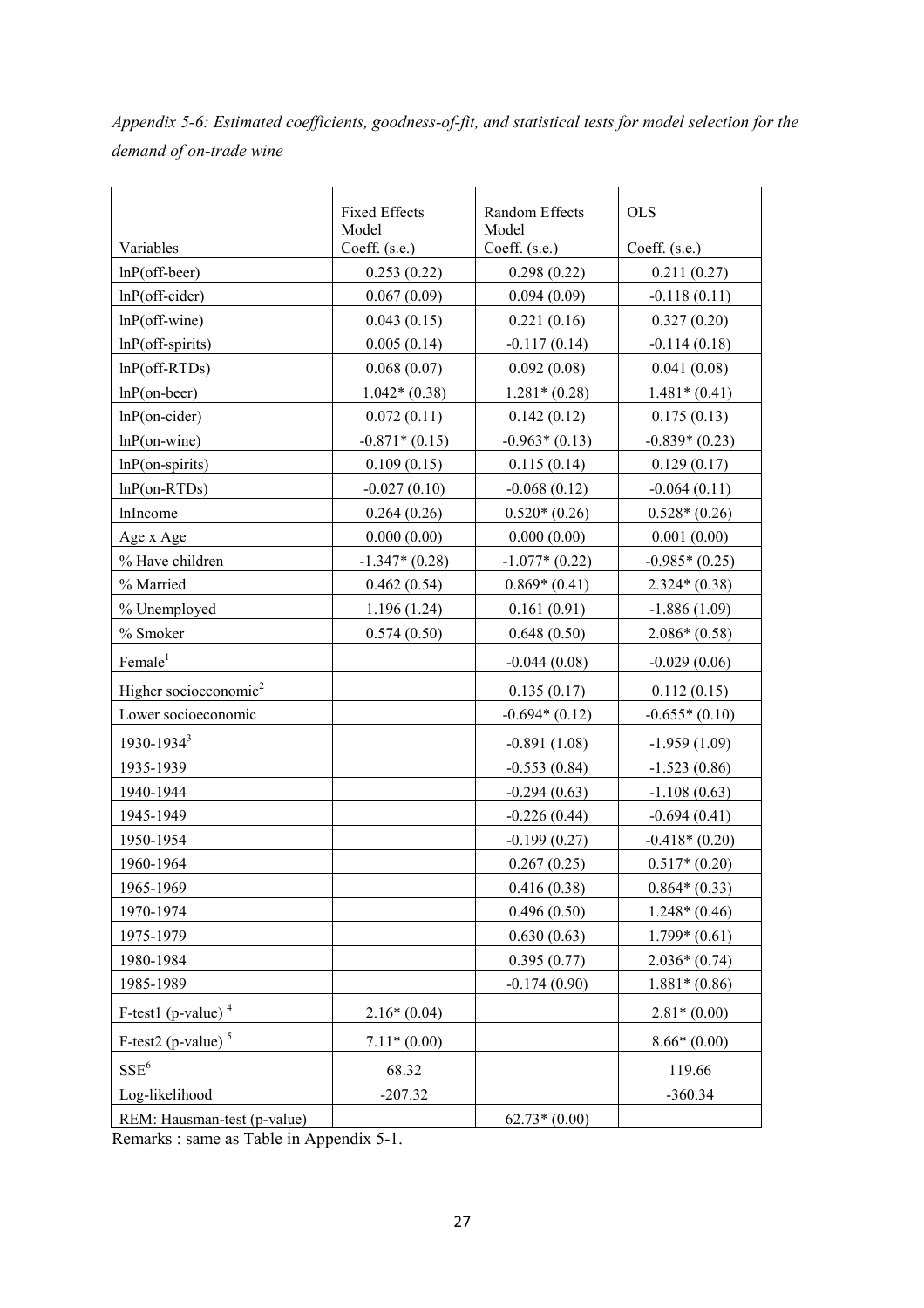*Appendix 5-6: Estimated coefficients, goodness-of-fit, and statistical tests for model selection for the demand of on-trade wine*

| Variables | Fixed Effects Model Coeff. (s.e.) | Random Effects Model Coeff. (s.e.) | OLS Coeff. (s.e.) |
|---|---|---|---|
| lnP(off-beer) | 0.253 (0.22) | 0.298 (0.22) | 0.211 (0.27) |
| lnP(off-cider) | 0.067 (0.09) | 0.094 (0.09) | -0.118 (0.11) |
| lnP(off-wine) | 0.043 (0.15) | 0.221 (0.16) | 0.327 (0.20) |
| lnP(off-spirits) | 0.005 (0.14) | -0.117 (0.14) | -0.114 (0.18) |
| lnP(off-RTDs) | 0.068 (0.07) | 0.092 (0.08) | 0.041 (0.08) |
| lnP(on-beer) | 1.042* (0.38) | 1.281* (0.28) | 1.481* (0.41) |
| lnP(on-cider) | 0.072 (0.11) | 0.142 (0.12) | 0.175 (0.13) |
| lnP(on-wine) | -0.871* (0.15) | -0.963* (0.13) | -0.839* (0.23) |
| lnP(on-spirits) | 0.109 (0.15) | 0.115 (0.14) | 0.129 (0.17) |
| lnP(on-RTDs) | -0.027 (0.10) | -0.068 (0.12) | -0.064 (0.11) |
| lnIncome | 0.264 (0.26) | 0.520* (0.26) | 0.528* (0.26) |
| Age x Age | 0.000 (0.00) | 0.000 (0.00) | 0.001 (0.00) |
| % Have children | -1.347* (0.28) | -1.077* (0.22) | -0.985* (0.25) |
| % Married | 0.462 (0.54) | 0.869* (0.41) | 2.324* (0.38) |
| % Unemployed | 1.196 (1.24) | 0.161 (0.91) | -1.886 (1.09) |
| % Smoker | 0.574 (0.50) | 0.648 (0.50) | 2.086* (0.58) |
| Female[1] | | -0.044 (0.08) | -0.029 (0.06) |
| Higher socioeconomic[2] | | 0.135 (0.17) | 0.112 (0.15) |
| Lower socioeconomic | | -0.694* (0.12) | -0.655* (0.10) |
| 1930-1934[3] | | -0.891 (1.08) | -1.959 (1.09) |
| 1935-1939 | | -0.553 (0.84) | -1.523 (0.86) |
| 1940-1944 | | -0.294 (0.63) | -1.108 (0.63) |
| 1945-1949 | | -0.226 (0.44) | -0.694 (0.41) |
| 1950-1954 | | -0.199 (0.27) | -0.418* (0.20) |
| 1960-1964 | | 0.267 (0.25) | 0.517* (0.20) |
| 1965-1969 | | 0.416 (0.38) | 0.864* (0.33) |
| 1970-1974 | | 0.496 (0.50) | 1.248* (0.46) |
| 1975-1979 | | 0.630 (0.63) | 1.799* (0.61) |
| 1980-1984 | | 0.395 (0.77) | 2.036* (0.74) |
| 1985-1989 | | -0.174 (0.90) | 1.881* (0.86) |
| F-test1 (p-value) [4] | 2.16* (0.04) | | 2.81* (0.00) |
| F-test2 (p-value) [5] | 7.11* (0.00) | | 8.66* (0.00) |
| SSE[6] | 68.32 | | 119.66 |
| Log-likelihood | -207.32 | | -360.34 |
| REM: Hausman-test (p-value) | | 62.73* (0.00) | |

Remarks : same as Table in Appendix 5-1.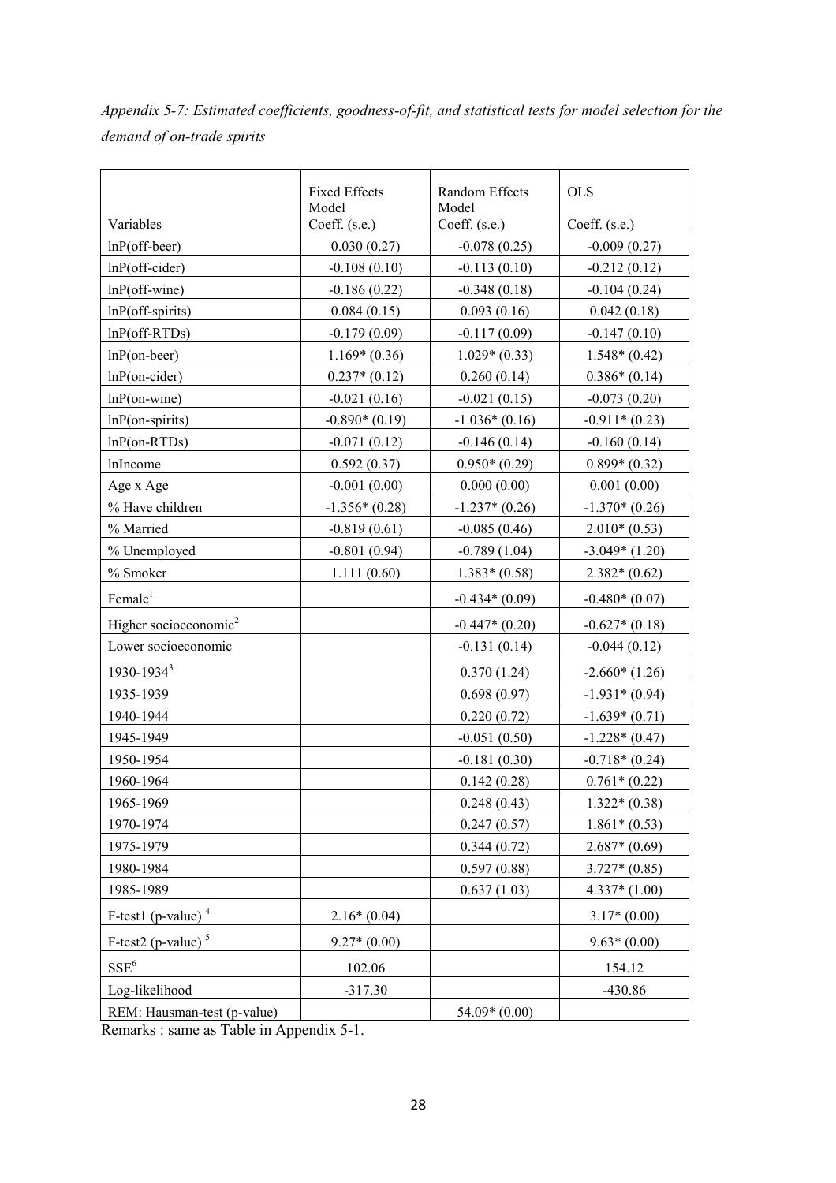*Appendix 5-7: Estimated coefficients, goodness-of-fit, and statistical tests for model selection for the demand of on-trade spirits*

| Variables | Fixed Effects Model Coeff. (s.e.) | Random Effects Model Coeff. (s.e.) | OLS Coeff. (s.e.) |
|---|---|---|---|
| lnP(off-beer) | 0.030 (0.27) | -0.078 (0.25) | -0.009 (0.27) |
| lnP(off-cider) | -0.108 (0.10) | -0.113 (0.10) | -0.212 (0.12) |
| lnP(off-wine) | -0.186 (0.22) | -0.348 (0.18) | -0.104 (0.24) |
| lnP(off-spirits) | 0.084 (0.15) | 0.093 (0.16) | 0.042 (0.18) |
| lnP(off-RTDs) | -0.179 (0.09) | -0.117 (0.09) | -0.147 (0.10) |
| lnP(on-beer) | 1.169* (0.36) | 1.029* (0.33) | 1.548* (0.42) |
| lnP(on-cider) | 0.237* (0.12) | 0.260 (0.14) | 0.386* (0.14) |
| lnP(on-wine) | -0.021 (0.16) | -0.021 (0.15) | -0.073 (0.20) |
| lnP(on-spirits) | -0.890* (0.19) | -1.036* (0.16) | -0.911* (0.23) |
| lnP(on-RTDs) | -0.071 (0.12) | -0.146 (0.14) | -0.160 (0.14) |
| lnIncome | 0.592 (0.37) | 0.950* (0.29) | 0.899* (0.32) |
| Age x Age | -0.001 (0.00) | 0.000 (0.00) | 0.001 (0.00) |
| % Have children | -1.356* (0.28) | -1.237* (0.26) | -1.370* (0.26) |
| % Married | -0.819 (0.61) | -0.085 (0.46) | 2.010* (0.53) |
| % Unemployed | -0.801 (0.94) | -0.789 (1.04) | -3.049* (1.20) |
| % Smoker | 1.111 (0.60) | 1.383* (0.58) | 2.382* (0.62) |
| Female[1] | | -0.434* (0.09) | -0.480* (0.07) |
| Higher socioeconomic[2] | | -0.447* (0.20) | -0.627* (0.18) |
| Lower socioeconomic | | -0.131 (0.14) | -0.044 (0.12) |
| 1930-1934[3] | | 0.370 (1.24) | -2.660* (1.26) |
| 1935-1939 | | 0.698 (0.97) | -1.931* (0.94) |
| 1940-1944 | | 0.220 (0.72) | -1.639* (0.71) |
| 1945-1949 | | -0.051 (0.50) | -1.228* (0.47) |
| 1950-1954 | | -0.181 (0.30) | -0.718* (0.24) |
| 1960-1964 | | 0.142 (0.28) | 0.761* (0.22) |
| 1965-1969 | | 0.248 (0.43) | 1.322* (0.38) |
| 1970-1974 | | 0.247 (0.57) | 1.861* (0.53) |
| 1975-1979 | | 0.344 (0.72) | 2.687* (0.69) |
| 1980-1984 | | 0.597 (0.88) | 3.727* (0.85) |
| 1985-1989 | | 0.637 (1.03) | 4.337* (1.00) |
| F-test1 (p-value) [4] | 2.16* (0.04) | | 3.17* (0.00) |
| F-test2 (p-value) [5] | 9.27* (0.00) | | 9.63* (0.00) |
| SSE[6] | 102.06 | | 154.12 |
| Log-likelihood | -317.30 | | -430.86 |
| REM: Hausman-test (p-value) | | 54.09* (0.00) | |

Remarks : same as Table in Appendix 5-1.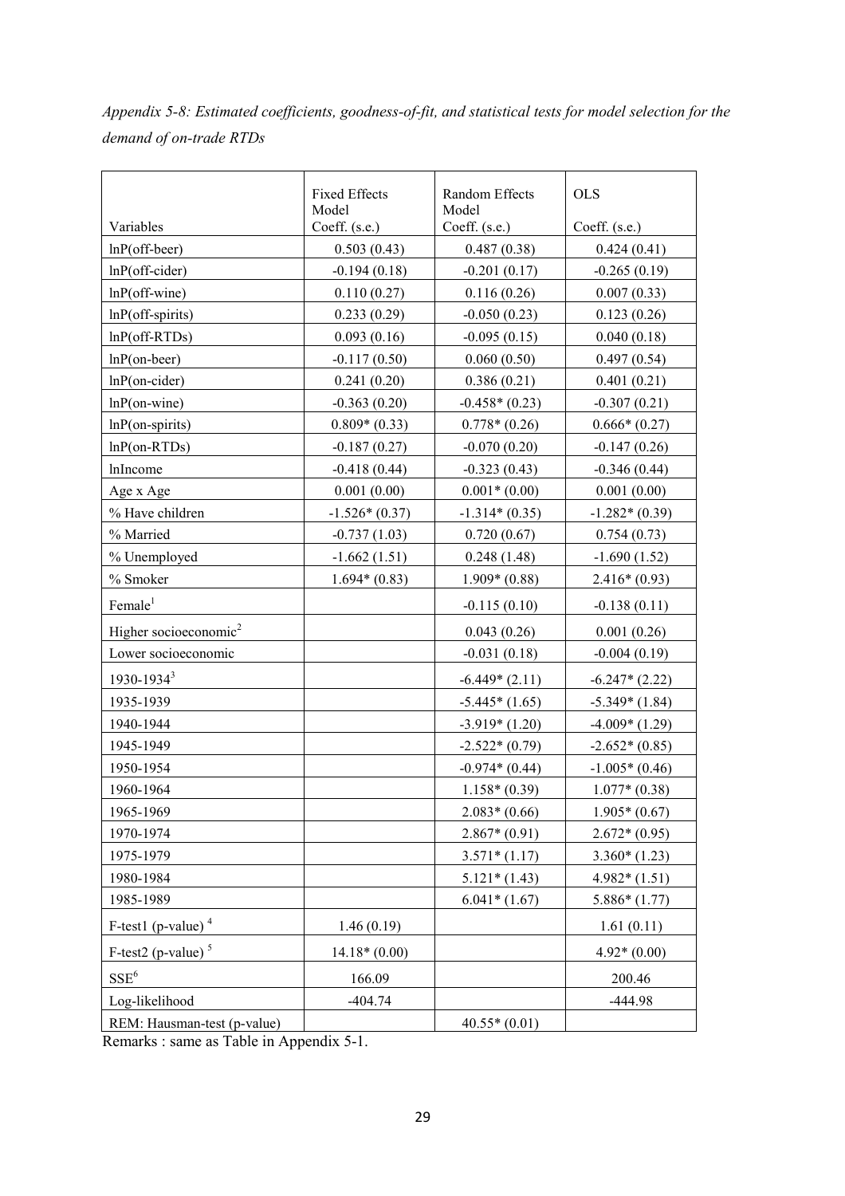*Appendix 5-8: Estimated coefficients, goodness-of-fit, and statistical tests for model selection for the demand of on-trade RTDs*

| Variables | Fixed Effects Model Coeff. (s.e.) | Random Effects Model Coeff. (s.e.) | OLS Coeff. (s.e.) |
|---|---|---|---|
| lnP(off-beer) | 0.503 (0.43) | 0.487 (0.38) | 0.424 (0.41) |
| lnP(off-cider) | -0.194 (0.18) | -0.201 (0.17) | -0.265 (0.19) |
| lnP(off-wine) | 0.110 (0.27) | 0.116 (0.26) | 0.007 (0.33) |
| lnP(off-spirits) | 0.233 (0.29) | -0.050 (0.23) | 0.123 (0.26) |
| lnP(off-RTDs) | 0.093 (0.16) | -0.095 (0.15) | 0.040 (0.18) |
| lnP(on-beer) | -0.117 (0.50) | 0.060 (0.50) | 0.497 (0.54) |
| lnP(on-cider) | 0.241 (0.20) | 0.386 (0.21) | 0.401 (0.21) |
| lnP(on-wine) | -0.363 (0.20) | -0.458* (0.23) | -0.307 (0.21) |
| lnP(on-spirits) | 0.809* (0.33) | 0.778* (0.26) | 0.666* (0.27) |
| lnP(on-RTDs) | -0.187 (0.27) | -0.070 (0.20) | -0.147 (0.26) |
| lnIncome | -0.418 (0.44) | -0.323 (0.43) | -0.346 (0.44) |
| Age x Age | 0.001 (0.00) | 0.001* (0.00) | 0.001 (0.00) |
| % Have children | -1.526* (0.37) | -1.314* (0.35) | -1.282* (0.39) |
| % Married | -0.737 (1.03) | 0.720 (0.67) | 0.754 (0.73) |
| % Unemployed | -1.662 (1.51) | 0.248 (1.48) | -1.690 (1.52) |
| % Smoker | 1.694* (0.83) | 1.909* (0.88) | 2.416* (0.93) |
| Female[1] | | -0.115 (0.10) | -0.138 (0.11) |
| Higher socioeconomic[2] | | 0.043 (0.26) | 0.001 (0.26) |
| Lower socioeconomic | | -0.031 (0.18) | -0.004 (0.19) |
| 1930-1934[3] | | -6.449* (2.11) | -6.247* (2.22) |
| 1935-1939 | | -5.445* (1.65) | -5.349* (1.84) |
| 1940-1944 | | -3.919* (1.20) | -4.009* (1.29) |
| 1945-1949 | | -2.522* (0.79) | -2.652* (0.85) |
| 1950-1954 | | -0.974* (0.44) | -1.005* (0.46) |
| 1960-1964 | | 1.158* (0.39) | 1.077* (0.38) |
| 1965-1969 | | 2.083* (0.66) | 1.905* (0.67) |
| 1970-1974 | | 2.867* (0.91) | 2.672* (0.95) |
| 1975-1979 | | 3.571* (1.17) | 3.360* (1.23) |
| 1980-1984 | | 5.121* (1.43) | 4.982* (1.51) |
| 1985-1989 | | 6.041* (1.67) | 5.886* (1.77) |
| F-test1 (p-value) [4] | 1.46 (0.19) | | 1.61 (0.11) |
| F-test2 (p-value) [5] | 14.18* (0.00) | | 4.92* (0.00) |
| SSE[6] | 166.09 | | 200.46 |
| Log-likelihood | -404.74 | | -444.98 |
| REM: Hausman-test (p-value) | | 40.55* (0.01) | |

Remarks : same as Table in Appendix 5-1.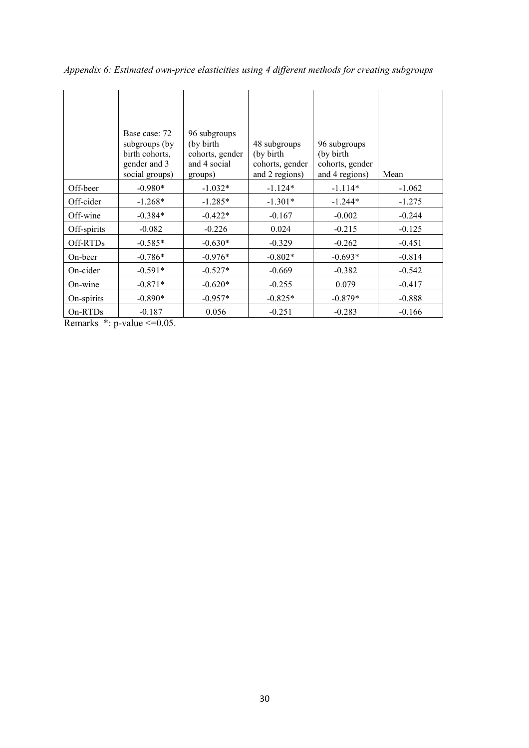*Appendix 6: Estimated own-price elasticities using 4 different methods for creating subgroups*

| | Base case: 72 subgroups (by birth cohorts, gender and 3 social groups) | 96 subgroups (by birth cohorts, gender and 4 social groups) | 48 subgroups (by birth cohorts, gender and 2 regions) | 96 subgroups (by birth cohorts, gender and 4 regions) | Mean |
|---|---|---|---|---|---|
| Off-beer | -0.980* | -1.032* | -1.124* | -1.114* | -1.062 |
| Off-cider | -1.268* | -1.285* | -1.301* | -1.244* | -1.275 |
| Off-wine | -0.384* | -0.422* | -0.167 | -0.002 | -0.244 |
| Off-spirits | -0.082 | -0.226 | 0.024 | -0.215 | -0.125 |
| Off-RTDs | -0.585* | -0.630* | -0.329 | -0.262 | -0.451 |
| On-beer | -0.786* | -0.976* | -0.802* | -0.693* | -0.814 |
| On-cider | -0.591* | -0.527* | -0.669 | -0.382 | -0.542 |
| On-wine | -0.871* | -0.620* | -0.255 | 0.079 | -0.417 |
| On-spirits | -0.890* | -0.957* | -0.825* | -0.879* | -0.888 |
| On-RTDs | -0.187 | 0.056 | -0.251 | -0.283 | -0.166 |

Remarks *: p-value <=0.05.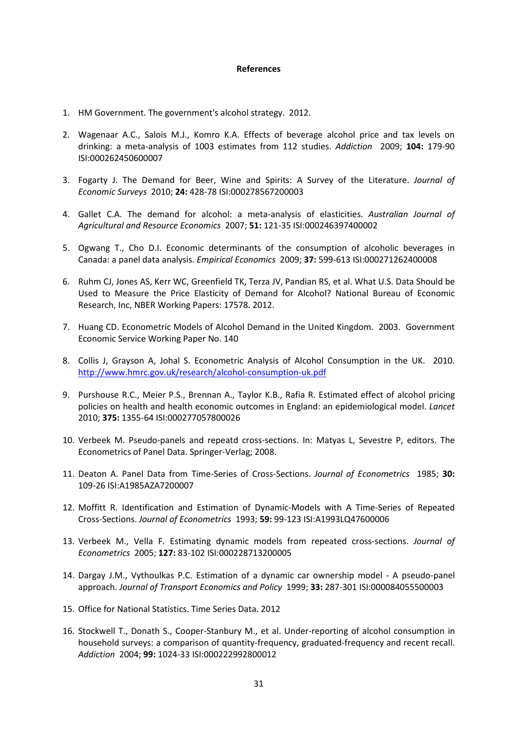**References**

1. HM Government. The government's alcohol strategy. 2012.

2. Wagenaar A.C., Salois M.J., Komro K.A. Effects of beverage alcohol price and tax levels on drinking: a meta-analysis of 1003 estimates from 112 studies. *Addiction* 2009; **104:** 179-90 ISI:000262450600007

3. Fogarty J. The Demand for Beer, Wine and Spirits: A Survey of the Literature. *Journal of Economic Surveys* 2010; **24:** 428-78 ISI:000278567200003

4. Gallet C.A. The demand for alcohol: a meta-analysis of elasticities. *Australian Journal of Agricultural and Resource Economics* 2007; **51:** 121-35 ISI:000246397400002

5. Ogwang T., Cho D.I. Economic determinants of the consumption of alcoholic beverages in Canada: a panel data analysis. *Empirical Economics* 2009; **37:** 599-613 ISI:000271262400008

6. Ruhm CJ, Jones AS, Kerr WC, Greenfield TK, Terza JV, Pandian RS, et al. What U.S. Data Should be Used to Measure the Price Elasticity of Demand for Alcohol? National Bureau of Economic Research, Inc, NBER Working Papers: 17578. 2012.

7. Huang CD. Econometric Models of Alcohol Demand in the United Kingdom. 2003. Government Economic Service Working Paper No. 140

8. Collis J, Grayson A, Johal S. Econometric Analysis of Alcohol Consumption in the UK. 2010. http://www.hmrc.gov.uk/research/alcohol-consumption-uk.pdf

9. Purshouse R.C., Meier P.S., Brennan A., Taylor K.B., Rafia R. Estimated effect of alcohol pricing policies on health and health economic outcomes in England: an epidemiological model. *Lancet* 2010; **375:** 1355-64 ISI:000277057800026

10. Verbeek M. Pseudo-panels and repeatd cross-sections. In: Matyas L, Sevestre P, editors. The Econometrics of Panel Data. Springer-Verlag; 2008.

11. Deaton A. Panel Data from Time-Series of Cross-Sections. *Journal of Econometrics* 1985; **30:** 109-26 ISI:A1985AZA7200007

12. Moffitt R. Identification and Estimation of Dynamic-Models with A Time-Series of Repeated Cross-Sections. *Journal of Econometrics* 1993; **59:** 99-123 ISI:A1993LQ47600006

13. Verbeek M., Vella F. Estimating dynamic models from repeated cross-sections. *Journal of Econometrics* 2005; **127:** 83-102 ISI:000228713200005

14. Dargay J.M., Vythoulkas P.C. Estimation of a dynamic car ownership model - A pseudo-panel approach. *Journal of Transport Economics and Policy* 1999; **33:** 287-301 ISI:000084055500003

15. Office for National Statistics. Time Series Data. 2012

16. Stockwell T., Donath S., Cooper-Stanbury M., et al. Under-reporting of alcohol consumption in household surveys: a comparison of quantity-frequency, graduated-frequency and recent recall. *Addiction* 2004; **99:** 1024-33 ISI:000222992800012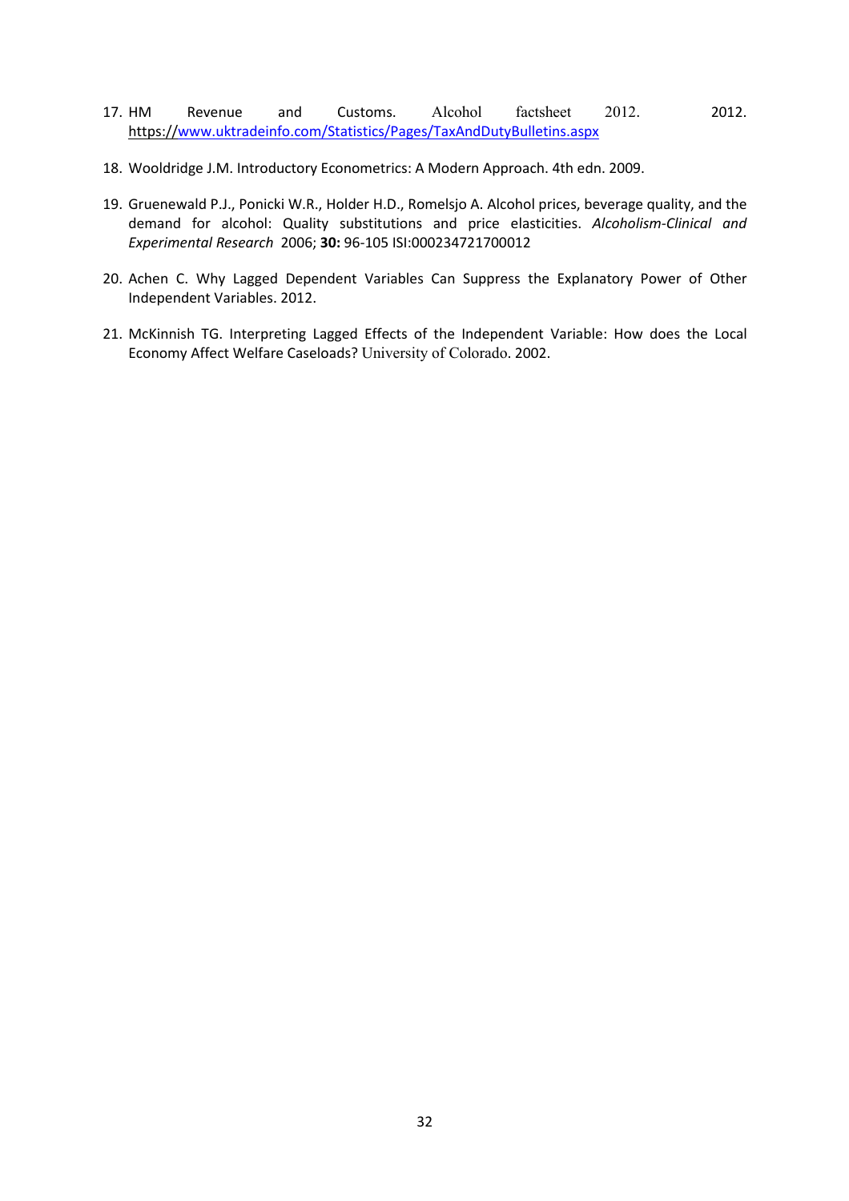17. HM Revenue and Customs. Alcohol factsheet 2012. 2012. https://www.uktradeinfo.com/Statistics/Pages/TaxAndDutyBulletins.aspx

18. Wooldridge J.M. Introductory Econometrics: A Modern Approach. 4th edn. 2009.

19. Gruenewald P.J., Ponicki W.R., Holder H.D., Romelsjo A. Alcohol prices, beverage quality, and the demand for alcohol: Quality substitutions and price elasticities. *Alcoholism-Clinical and Experimental Research* 2006; **30:** 96-105 ISI:000234721700012

20. Achen C. Why Lagged Dependent Variables Can Suppress the Explanatory Power of Other Independent Variables. 2012.

21. McKinnish TG. Interpreting Lagged Effects of the Independent Variable: How does the Local Economy Affect Welfare Caseloads? University of Colorado. 2002.